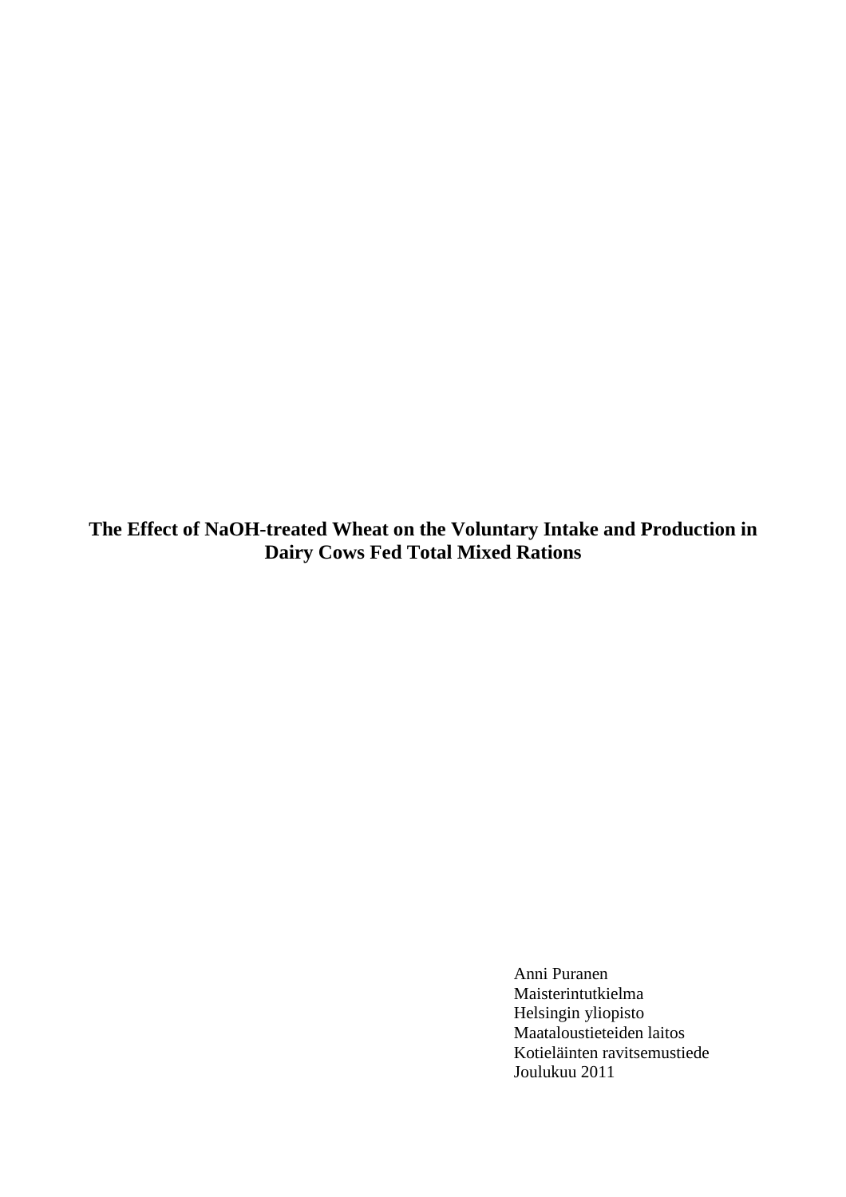# The Effect of NaOH-treated Wheat on the Voluntary Intake and Production in Dairy Cows Fed Total Mixed Rations

Anni Puranen
Maisterintutkielma
Helsingin yliopisto
Maataloustieteiden laitos
Kotieläinten ravitsemustiede
Joulukuu 2011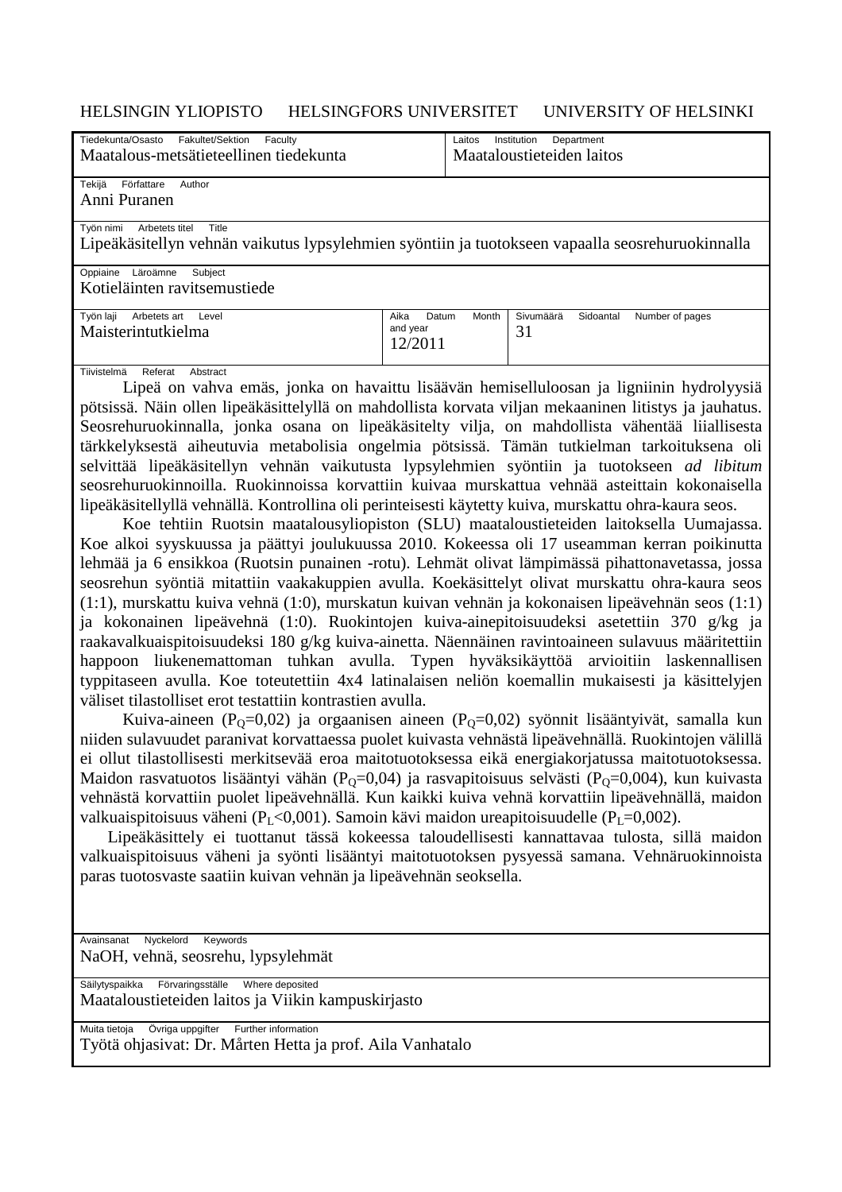HELSINGIN YLIOPISTO HELSINGFORS UNIVERSITET UNIVERSITY OF HELSINKI

| Tiedekunta/Osasto Fakultet/Sektion Faculty | | Laitos Institution Department |
|---|---|---|
| Maatalous-metsätieteellinen tiedekunta | | Maataloustieteiden laitos |
| **Tekijä Författare Author** | | |
| Anni Puranen | | |
| **Työn nimi Arbetets titel Title** | | |
| Lipeäkäsitellyn vehnän vaikutus lypsylehmien syöntiin ja tuotokseen vapaalla seosrehuruokinnalla | | |
| **Oppiaine Läroämne Subject** | | |
| Kotieläinten ravitsemustiede | | |
| **Työn laji Arbetets art Level** | **Aika Datum Month and year** | **Sivumäärä Sidoantal Number of pages** |
| Maisterintutkielma | 12/2011 | 31 |

**Tiivistelmä Referat Abstract**

Lipeä on vahva emäs, jonka on havaittu lisäävän hemiselluloosan ja ligniinin hydrolyysiä pötsissä. Näin ollen lipeäkäsittelyllä on mahdollista korvata viljan mekaaninen litistys ja jauhatus. Seosrehuruokinnalla, jonka osana on lipeäkäsitelty vilja, on mahdollista vähentää liiallisesta tärkkelyksestä aiheutuvia metabolisia ongelmia pötsissä. Tämän tutkielman tarkoituksena oli selvittää lipeäkäsitellyn vehnän vaikutusta lypsylehmien syöntiin ja tuotokseen *ad libitum* seosrehuruokinnoilla. Ruokinnoissa korvattiin kuivaa murskattua vehnää asteittain kokonaisella lipeäkäsitellyllä vehnällä. Kontrollina oli perinteisesti käytetty kuiva, murskattu ohra-kaura seos.

Koe tehtiin Ruotsin maatalousyliopiston (SLU) maataloustieteiden laitoksella Uumajassa. Koe alkoi syyskuussa ja päättyi joulukuussa 2010. Kokeessa oli 17 useamman kerran poikinutta lehmää ja 6 ensikkoa (Ruotsin punainen -rotu). Lehmät olivat lämpimässä pihattonavetassa, jossa seosrehun syöntiä mitattiin vaakakuppien avulla. Koekäsittelyt olivat murskattu ohra-kaura seos (1:1), murskattu kuiva vehnä (1:0), murskatun kuivan vehnän ja kokonaisen lipeävehnän seos (1:1) ja kokonainen lipeävehnä (1:0). Ruokintojen kuiva-ainepitoisuudeksi asetettiin 370 g/kg ja raakavalkuaispitoisuudeksi 180 g/kg kuiva-ainetta. Näennäinen ravintoaineen sulavuus määritettiin happoon liukenemattoman tuhkan avulla. Typen hyväksikäyttöä arvioitiin laskennallisen typpitaseen avulla. Koe toteutettiin 4x4 latinalaisen neliön koemallin mukaisesti ja käsittelyjen väliset tilastolliset erot testattiin kontrastien avulla.

Kuiva-aineen ($P_Q$=0,02) ja orgaanisen aineen ($P_Q$=0,02) syönnit lisääntyivät, samalla kun niiden sulavuudet paranivat korvattaessa puolet kuivasta vehnästä lipeävehnällä. Ruokintojen välillä ei ollut tilastollisesti merkitsevää eroa maitotuotoksessa eikä energiakorjatussa maitotuotoksessa. Maidon rasvatuotos lisääntyi vähän ($P_Q$=0,04) ja rasvapitoisuus selvästi ($P_Q$=0,004), kun kuivasta vehnästä korvattiin puolet lipeävehnällä. Kun kaikki kuiva vehnä korvattiin lipeävehnällä, maidon valkuaispitoisuus väheni ($P_L$<0,001). Samoin kävi maidon ureapitoisuudelle ($P_L$=0,002).

Lipeäkäsittely ei tuottanut tässä kokeessa taloudellisesti kannattavaa tulosta, sillä maidon valkuaispitoisuus väheni ja syönti lisääntyi maitotuotoksen pysyessä samana. Vehnäruokinnoista paras tuotosvaste saatiin kuivan vehnän ja lipeävehnän seoksella.

**Avainsanat Nyckelord Keywords**
NaOH, vehnä, seosrehu, lypsylehmät

**Säilytyspaikka Förvaringsställe Where deposited**
Maataloustieteiden laitos ja Viikin kampuskirjasto

**Muita tietoja Övriga uppgifter Further information**
Työtä ohjasivat: Dr. Mårten Hetta ja prof. Aila Vanhatalo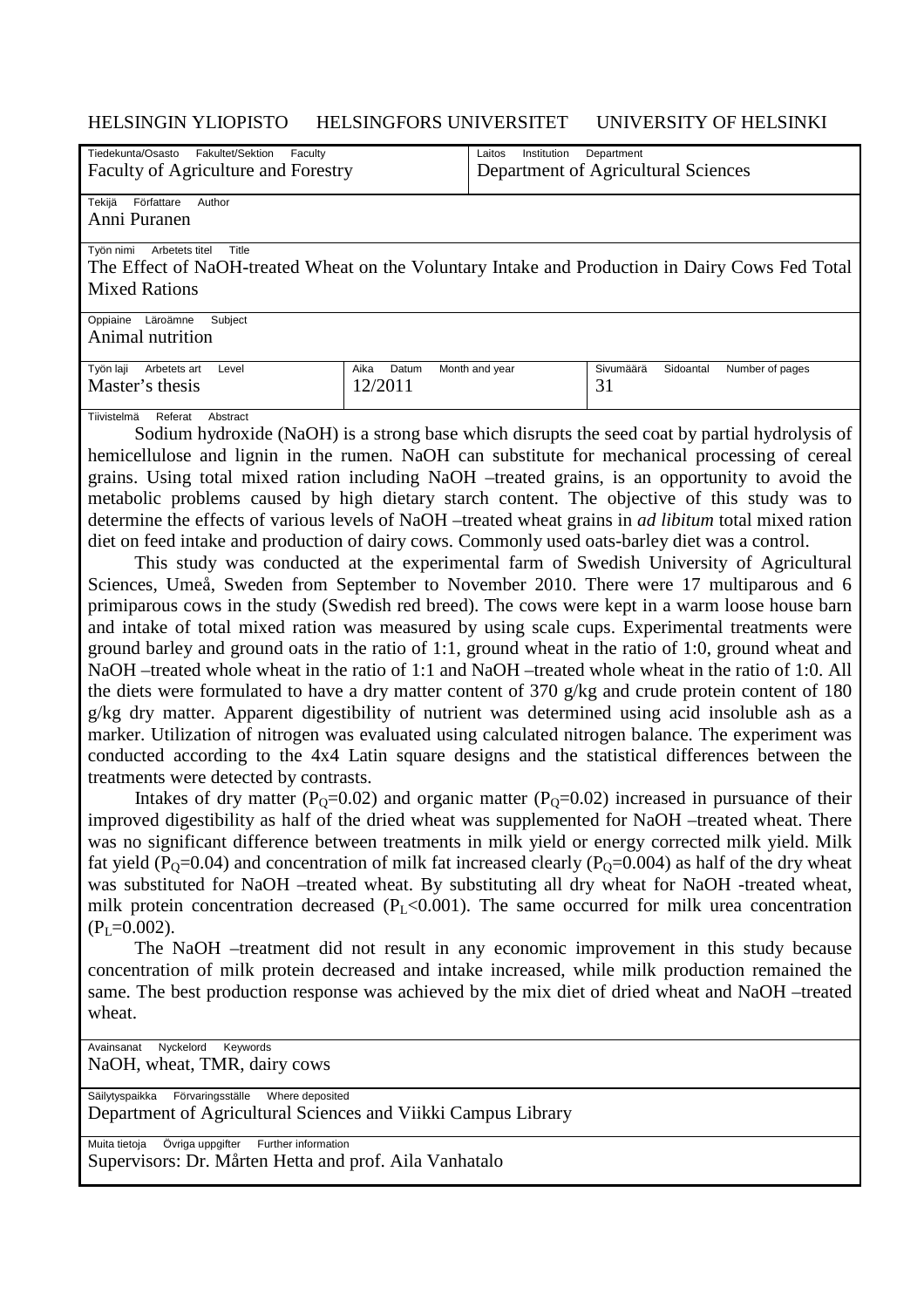HELSINGIN YLIOPISTO HELSINGFORS UNIVERSITET UNIVERSITY OF HELSINKI

| Tiedekunta/Osasto Fakultet/Sektion Faculty | Laitos Institution Department |
|---|---|
| Faculty of Agriculture and Forestry | Department of Agricultural Sciences |

Tekijä Författare Author
Anni Puranen

Työn nimi Arbetets titel Title
The Effect of NaOH-treated Wheat on the Voluntary Intake and Production in Dairy Cows Fed Total Mixed Rations

Oppiaine Läroämne Subject
Animal nutrition

| Työn laji Arbetets art Level | Aika Datum Month and year | Sivumäärä Sidoantal Number of pages |
|---|---|---|
| Master's thesis | 12/2011 | 31 |

Tiivistelmä Referat Abstract

Sodium hydroxide (NaOH) is a strong base which disrupts the seed coat by partial hydrolysis of hemicellulose and lignin in the rumen. NaOH can substitute for mechanical processing of cereal grains. Using total mixed ration including NaOH –treated grains, is an opportunity to avoid the metabolic problems caused by high dietary starch content. The objective of this study was to determine the effects of various levels of NaOH –treated wheat grains in *ad libitum* total mixed ration diet on feed intake and production of dairy cows. Commonly used oats-barley diet was a control.

This study was conducted at the experimental farm of Swedish University of Agricultural Sciences, Umeå, Sweden from September to November 2010. There were 17 multiparous and 6 primiparous cows in the study (Swedish red breed). The cows were kept in a warm loose house barn and intake of total mixed ration was measured by using scale cups. Experimental treatments were ground barley and ground oats in the ratio of 1:1, ground wheat in the ratio of 1:0, ground wheat and NaOH –treated whole wheat in the ratio of 1:1 and NaOH –treated whole wheat in the ratio of 1:0. All the diets were formulated to have a dry matter content of 370 g/kg and crude protein content of 180 g/kg dry matter. Apparent digestibility of nutrient was determined using acid insoluble ash as a marker. Utilization of nitrogen was evaluated using calculated nitrogen balance. The experiment was conducted according to the 4x4 Latin square designs and the statistical differences between the treatments were detected by contrasts.

Intakes of dry matter ($P_Q$=0.02) and organic matter ($P_Q$=0.02) increased in pursuance of their improved digestibility as half of the dried wheat was supplemented for NaOH –treated wheat. There was no significant difference between treatments in milk yield or energy corrected milk yield. Milk fat yield ($P_Q$=0.04) and concentration of milk fat increased clearly ($P_Q$=0.004) as half of the dry wheat was substituted for NaOH –treated wheat. By substituting all dry wheat for NaOH -treated wheat, milk protein concentration decreased ($P_L$<0.001). The same occurred for milk urea concentration ($P_L$=0.002).

The NaOH –treatment did not result in any economic improvement in this study because concentration of milk protein decreased and intake increased, while milk production remained the same. The best production response was achieved by the mix diet of dried wheat and NaOH –treated wheat.

Avainsanat Nyckelord Keywords
NaOH, wheat, TMR, dairy cows

Säilytyspaikka Förvaringsställe Where deposited
Department of Agricultural Sciences and Viikki Campus Library

Muita tietoja Övriga uppgifter Further information
Supervisors: Dr. Mårten Hetta and prof. Aila Vanhatalo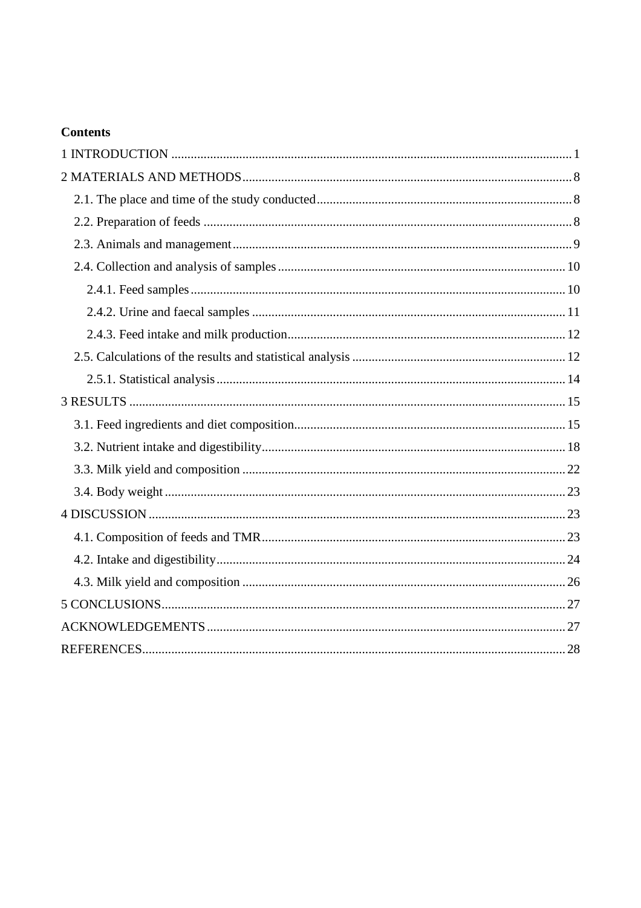**Contents**

1 INTRODUCTION ........................................................................................................................ 1

2 MATERIALS AND METHODS .................................................................................................. 8

- 2.1. The place and time of the study conducted ........................................................................ 8
- 2.2. Preparation of feeds ............................................................................................................ 8
- 2.3. Animals and management ................................................................................................... 9
- 2.4. Collection and analysis of samples .................................................................................... 10
  - 2.4.1. Feed samples ............................................................................................................... 10
  - 2.4.2. Urine and faecal samples ............................................................................................ 11
  - 2.4.3. Feed intake and milk production ................................................................................. 12
- 2.5. Calculations of the results and statistical analysis ............................................................ 12
  - 2.5.1. Statistical analysis ....................................................................................................... 14

3 RESULTS .................................................................................................................................. 15

- 3.1. Feed ingredients and diet composition .............................................................................. 15
- 3.2. Nutrient intake and digestibility ........................................................................................ 18
- 3.3. Milk yield and composition ............................................................................................... 22
- 3.4. Body weight ....................................................................................................................... 23

4 DISCUSSION ............................................................................................................................ 23

- 4.1. Composition of feeds and TMR ......................................................................................... 23
- 4.2. Intake and digestibility ....................................................................................................... 24
- 4.3. Milk yield and composition ............................................................................................... 26

5 CONCLUSIONS ........................................................................................................................ 27

ACKNOWLEDGEMENTS .......................................................................................................... 27

REFERENCES ............................................................................................................................. 28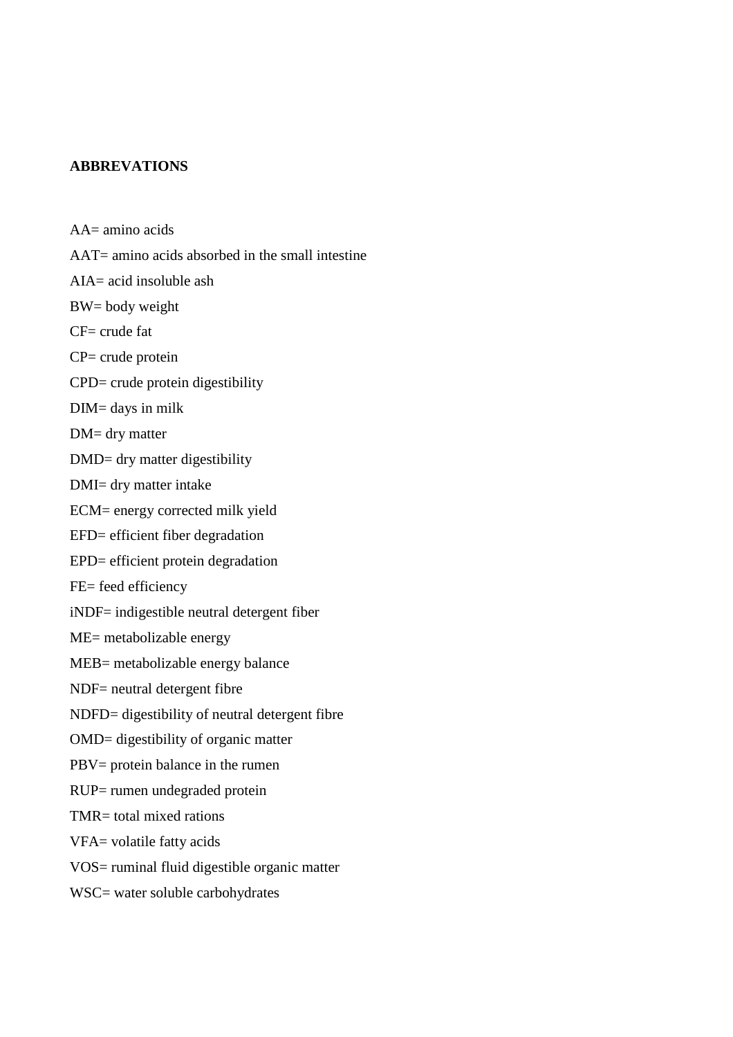**ABBREVATIONS**

AA= amino acids

AAT= amino acids absorbed in the small intestine

AIA= acid insoluble ash

BW= body weight

CF= crude fat

CP= crude protein

CPD= crude protein digestibility

DIM= days in milk

DM= dry matter

DMD= dry matter digestibility

DMI= dry matter intake

ECM= energy corrected milk yield

EFD= efficient fiber degradation

EPD= efficient protein degradation

FE= feed efficiency

iNDF= indigestible neutral detergent fiber

ME= metabolizable energy

MEB= metabolizable energy balance

NDF= neutral detergent fibre

NDFD= digestibility of neutral detergent fibre

OMD= digestibility of organic matter

PBV= protein balance in the rumen

RUP= rumen undegraded protein

TMR= total mixed rations

VFA= volatile fatty acids

VOS= ruminal fluid digestible organic matter

WSC= water soluble carbohydrates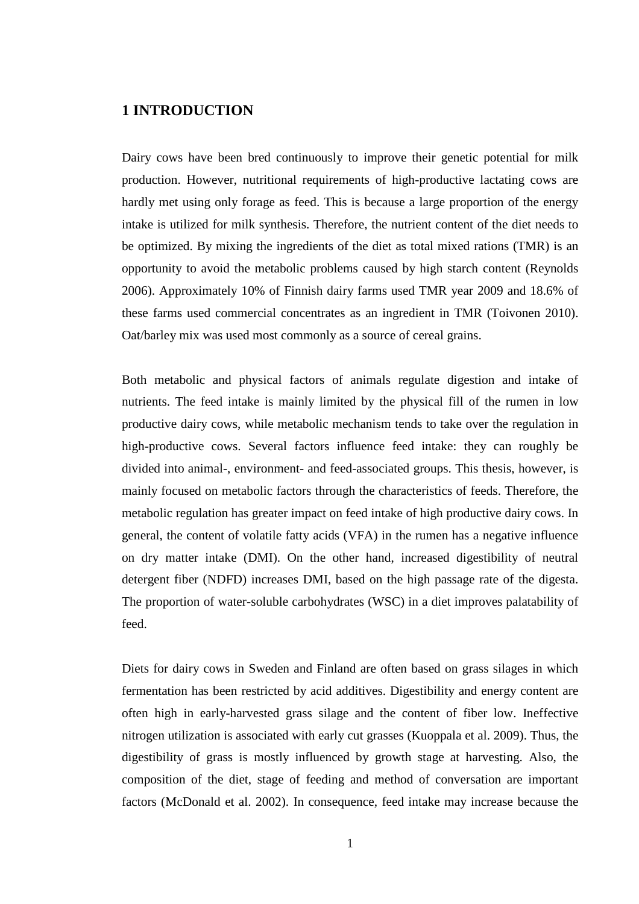# 1 INTRODUCTION

Dairy cows have been bred continuously to improve their genetic potential for milk production. However, nutritional requirements of high-productive lactating cows are hardly met using only forage as feed. This is because a large proportion of the energy intake is utilized for milk synthesis. Therefore, the nutrient content of the diet needs to be optimized. By mixing the ingredients of the diet as total mixed rations (TMR) is an opportunity to avoid the metabolic problems caused by high starch content (Reynolds 2006). Approximately 10% of Finnish dairy farms used TMR year 2009 and 18.6% of these farms used commercial concentrates as an ingredient in TMR (Toivonen 2010). Oat/barley mix was used most commonly as a source of cereal grains.

Both metabolic and physical factors of animals regulate digestion and intake of nutrients. The feed intake is mainly limited by the physical fill of the rumen in low productive dairy cows, while metabolic mechanism tends to take over the regulation in high-productive cows. Several factors influence feed intake: they can roughly be divided into animal-, environment- and feed-associated groups. This thesis, however, is mainly focused on metabolic factors through the characteristics of feeds. Therefore, the metabolic regulation has greater impact on feed intake of high productive dairy cows. In general, the content of volatile fatty acids (VFA) in the rumen has a negative influence on dry matter intake (DMI). On the other hand, increased digestibility of neutral detergent fiber (NDFD) increases DMI, based on the high passage rate of the digesta. The proportion of water-soluble carbohydrates (WSC) in a diet improves palatability of feed.

Diets for dairy cows in Sweden and Finland are often based on grass silages in which fermentation has been restricted by acid additives. Digestibility and energy content are often high in early-harvested grass silage and the content of fiber low. Ineffective nitrogen utilization is associated with early cut grasses (Kuoppala et al. 2009). Thus, the digestibility of grass is mostly influenced by growth stage at harvesting. Also, the composition of the diet, stage of feeding and method of conversation are important factors (McDonald et al. 2002). In consequence, feed intake may increase because the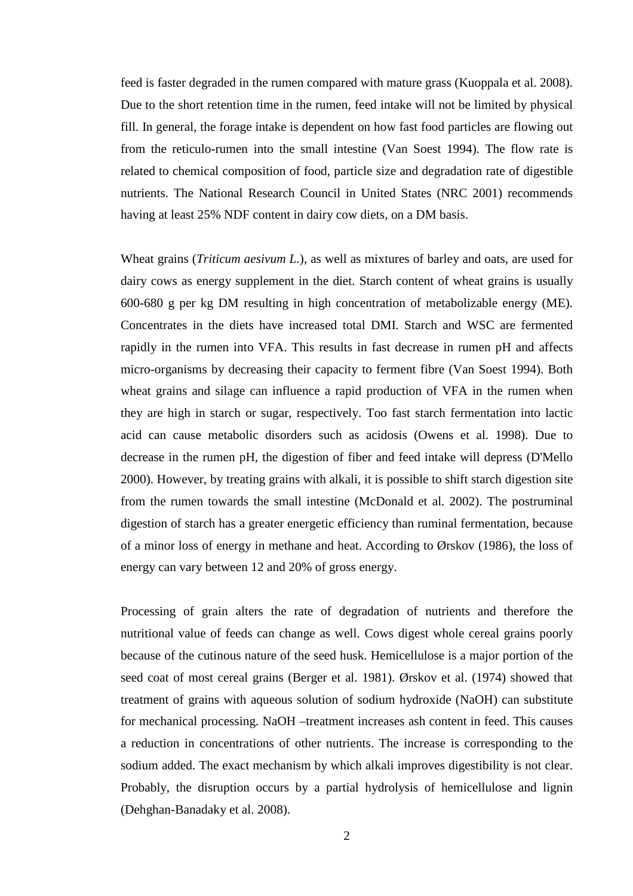feed is faster degraded in the rumen compared with mature grass (Kuoppala et al. 2008). Due to the short retention time in the rumen, feed intake will not be limited by physical fill. In general, the forage intake is dependent on how fast food particles are flowing out from the reticulo-rumen into the small intestine (Van Soest 1994). The flow rate is related to chemical composition of food, particle size and degradation rate of digestible nutrients. The National Research Council in United States (NRC 2001) recommends having at least 25% NDF content in dairy cow diets, on a DM basis.

Wheat grains (*Triticum aesivum L.*), as well as mixtures of barley and oats, are used for dairy cows as energy supplement in the diet. Starch content of wheat grains is usually 600-680 g per kg DM resulting in high concentration of metabolizable energy (ME). Concentrates in the diets have increased total DMI. Starch and WSC are fermented rapidly in the rumen into VFA. This results in fast decrease in rumen pH and affects micro-organisms by decreasing their capacity to ferment fibre (Van Soest 1994). Both wheat grains and silage can influence a rapid production of VFA in the rumen when they are high in starch or sugar, respectively. Too fast starch fermentation into lactic acid can cause metabolic disorders such as acidosis (Owens et al. 1998). Due to decrease in the rumen pH, the digestion of fiber and feed intake will depress (D'Mello 2000). However, by treating grains with alkali, it is possible to shift starch digestion site from the rumen towards the small intestine (McDonald et al. 2002). The postruminal digestion of starch has a greater energetic efficiency than ruminal fermentation, because of a minor loss of energy in methane and heat. According to Ørskov (1986), the loss of energy can vary between 12 and 20% of gross energy.

Processing of grain alters the rate of degradation of nutrients and therefore the nutritional value of feeds can change as well. Cows digest whole cereal grains poorly because of the cutinous nature of the seed husk. Hemicellulose is a major portion of the seed coat of most cereal grains (Berger et al. 1981). Ørskov et al. (1974) showed that treatment of grains with aqueous solution of sodium hydroxide (NaOH) can substitute for mechanical processing. NaOH –treatment increases ash content in feed. This causes a reduction in concentrations of other nutrients. The increase is corresponding to the sodium added. The exact mechanism by which alkali improves digestibility is not clear. Probably, the disruption occurs by a partial hydrolysis of hemicellulose and lignin (Dehghan-Banadaky et al. 2008).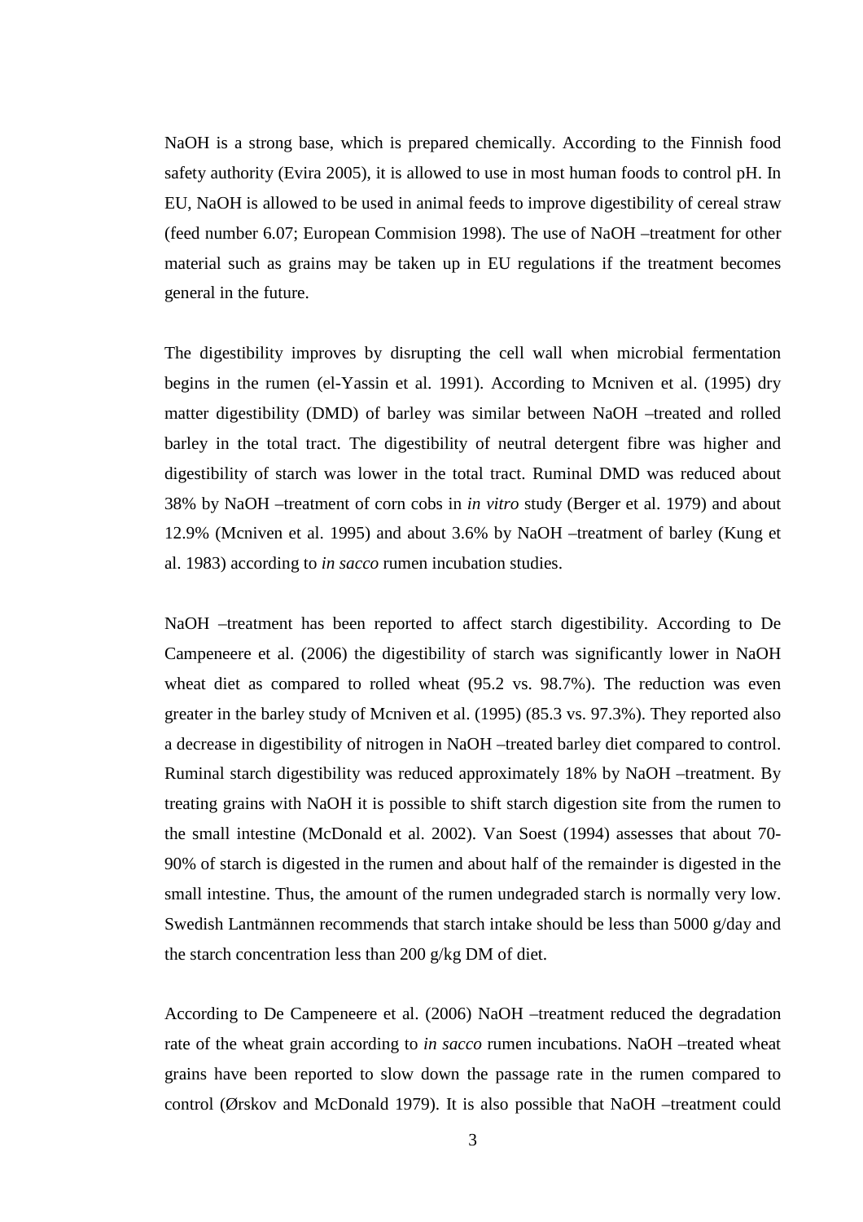NaOH is a strong base, which is prepared chemically. According to the Finnish food safety authority (Evira 2005), it is allowed to use in most human foods to control pH. In EU, NaOH is allowed to be used in animal feeds to improve digestibility of cereal straw (feed number 6.07; European Commision 1998). The use of NaOH –treatment for other material such as grains may be taken up in EU regulations if the treatment becomes general in the future.

The digestibility improves by disrupting the cell wall when microbial fermentation begins in the rumen (el-Yassin et al. 1991). According to Mcniven et al. (1995) dry matter digestibility (DMD) of barley was similar between NaOH –treated and rolled barley in the total tract. The digestibility of neutral detergent fibre was higher and digestibility of starch was lower in the total tract. Ruminal DMD was reduced about 38% by NaOH –treatment of corn cobs in *in vitro* study (Berger et al. 1979) and about 12.9% (Mcniven et al. 1995) and about 3.6% by NaOH –treatment of barley (Kung et al. 1983) according to *in sacco* rumen incubation studies.

NaOH –treatment has been reported to affect starch digestibility. According to De Campeneere et al. (2006) the digestibility of starch was significantly lower in NaOH wheat diet as compared to rolled wheat (95.2 vs. 98.7%). The reduction was even greater in the barley study of Mcniven et al. (1995) (85.3 vs. 97.3%). They reported also a decrease in digestibility of nitrogen in NaOH –treated barley diet compared to control. Ruminal starch digestibility was reduced approximately 18% by NaOH –treatment. By treating grains with NaOH it is possible to shift starch digestion site from the rumen to the small intestine (McDonald et al. 2002). Van Soest (1994) assesses that about 70-90% of starch is digested in the rumen and about half of the remainder is digested in the small intestine. Thus, the amount of the rumen undegraded starch is normally very low. Swedish Lantmännen recommends that starch intake should be less than 5000 g/day and the starch concentration less than 200 g/kg DM of diet.

According to De Campeneere et al. (2006) NaOH –treatment reduced the degradation rate of the wheat grain according to *in sacco* rumen incubations. NaOH –treated wheat grains have been reported to slow down the passage rate in the rumen compared to control (Ørskov and McDonald 1979). It is also possible that NaOH –treatment could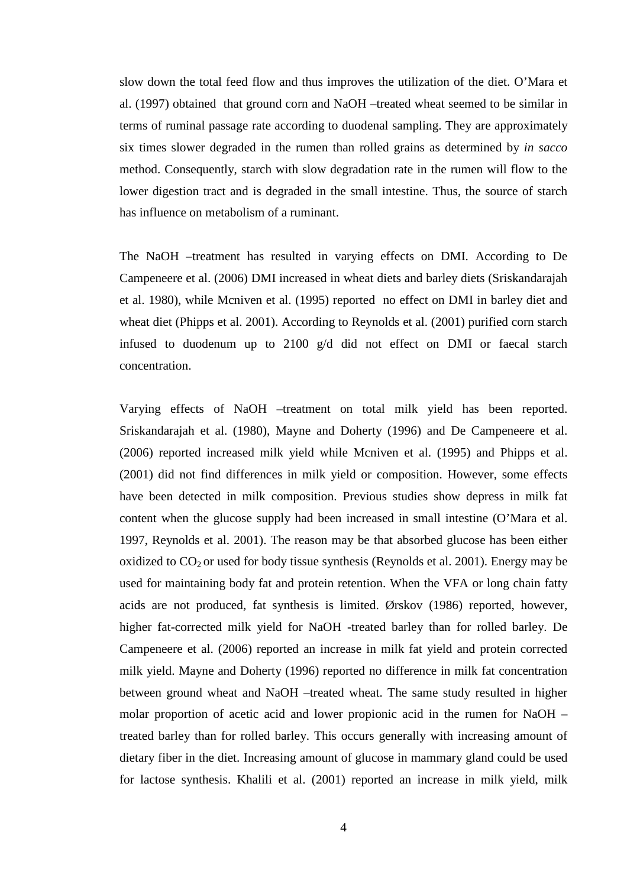slow down the total feed flow and thus improves the utilization of the diet. O'Mara et al. (1997) obtained that ground corn and NaOH –treated wheat seemed to be similar in terms of ruminal passage rate according to duodenal sampling. They are approximately six times slower degraded in the rumen than rolled grains as determined by *in sacco* method. Consequently, starch with slow degradation rate in the rumen will flow to the lower digestion tract and is degraded in the small intestine. Thus, the source of starch has influence on metabolism of a ruminant.

The NaOH –treatment has resulted in varying effects on DMI. According to De Campeneere et al. (2006) DMI increased in wheat diets and barley diets (Sriskandarajah et al. 1980), while Mcniven et al. (1995) reported no effect on DMI in barley diet and wheat diet (Phipps et al. 2001). According to Reynolds et al. (2001) purified corn starch infused to duodenum up to 2100 g/d did not effect on DMI or faecal starch concentration.

Varying effects of NaOH –treatment on total milk yield has been reported. Sriskandarajah et al. (1980), Mayne and Doherty (1996) and De Campeneere et al. (2006) reported increased milk yield while Mcniven et al. (1995) and Phipps et al. (2001) did not find differences in milk yield or composition. However, some effects have been detected in milk composition. Previous studies show depress in milk fat content when the glucose supply had been increased in small intestine (O'Mara et al. 1997, Reynolds et al. 2001). The reason may be that absorbed glucose has been either oxidized to $CO_2$ or used for body tissue synthesis (Reynolds et al. 2001). Energy may be used for maintaining body fat and protein retention. When the VFA or long chain fatty acids are not produced, fat synthesis is limited. Ørskov (1986) reported, however, higher fat-corrected milk yield for NaOH -treated barley than for rolled barley. De Campeneere et al. (2006) reported an increase in milk fat yield and protein corrected milk yield. Mayne and Doherty (1996) reported no difference in milk fat concentration between ground wheat and NaOH –treated wheat. The same study resulted in higher molar proportion of acetic acid and lower propionic acid in the rumen for NaOH –treated barley than for rolled barley. This occurs generally with increasing amount of dietary fiber in the diet. Increasing amount of glucose in mammary gland could be used for lactose synthesis. Khalili et al. (2001) reported an increase in milk yield, milk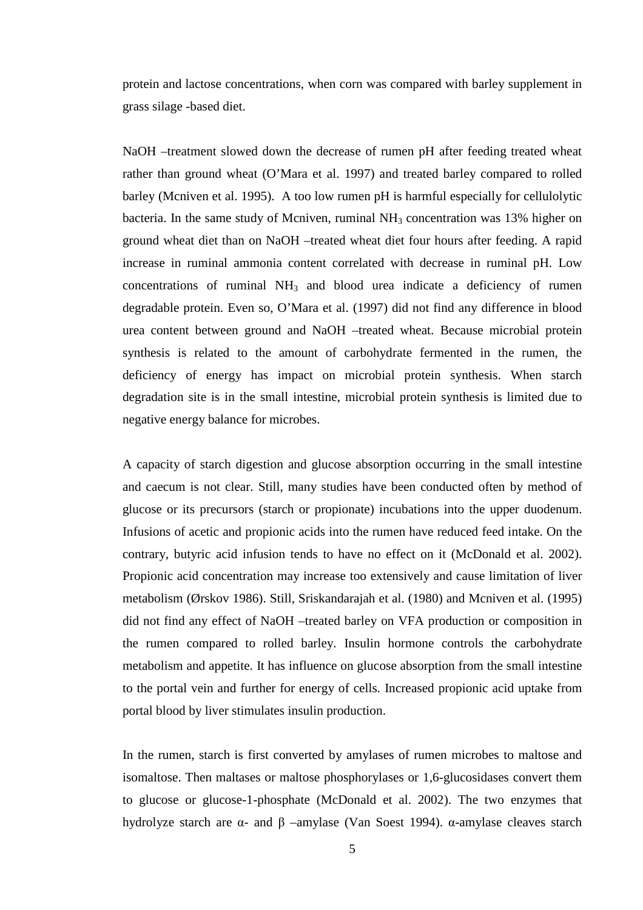protein and lactose concentrations, when corn was compared with barley supplement in grass silage -based diet.

NaOH –treatment slowed down the decrease of rumen pH after feeding treated wheat rather than ground wheat (O'Mara et al. 1997) and treated barley compared to rolled barley (Mcniven et al. 1995). A too low rumen pH is harmful especially for cellulolytic bacteria. In the same study of Mcniven, ruminal $NH_3$ concentration was 13% higher on ground wheat diet than on NaOH –treated wheat diet four hours after feeding. A rapid increase in ruminal ammonia content correlated with decrease in ruminal pH. Low concentrations of ruminal $NH_3$ and blood urea indicate a deficiency of rumen degradable protein. Even so, O'Mara et al. (1997) did not find any difference in blood urea content between ground and NaOH –treated wheat. Because microbial protein synthesis is related to the amount of carbohydrate fermented in the rumen, the deficiency of energy has impact on microbial protein synthesis. When starch degradation site is in the small intestine, microbial protein synthesis is limited due to negative energy balance for microbes.

A capacity of starch digestion and glucose absorption occurring in the small intestine and caecum is not clear. Still, many studies have been conducted often by method of glucose or its precursors (starch or propionate) incubations into the upper duodenum. Infusions of acetic and propionic acids into the rumen have reduced feed intake. On the contrary, butyric acid infusion tends to have no effect on it (McDonald et al. 2002). Propionic acid concentration may increase too extensively and cause limitation of liver metabolism (Ørskov 1986). Still, Sriskandarajah et al. (1980) and Mcniven et al. (1995) did not find any effect of NaOH –treated barley on VFA production or composition in the rumen compared to rolled barley. Insulin hormone controls the carbohydrate metabolism and appetite. It has influence on glucose absorption from the small intestine to the portal vein and further for energy of cells. Increased propionic acid uptake from portal blood by liver stimulates insulin production.

In the rumen, starch is first converted by amylases of rumen microbes to maltose and isomaltose. Then maltases or maltose phosphorylases or 1,6-glucosidases convert them to glucose or glucose-1-phosphate (McDonald et al. 2002). The two enzymes that hydrolyze starch are α- and β –amylase (Van Soest 1994). α-amylase cleaves starch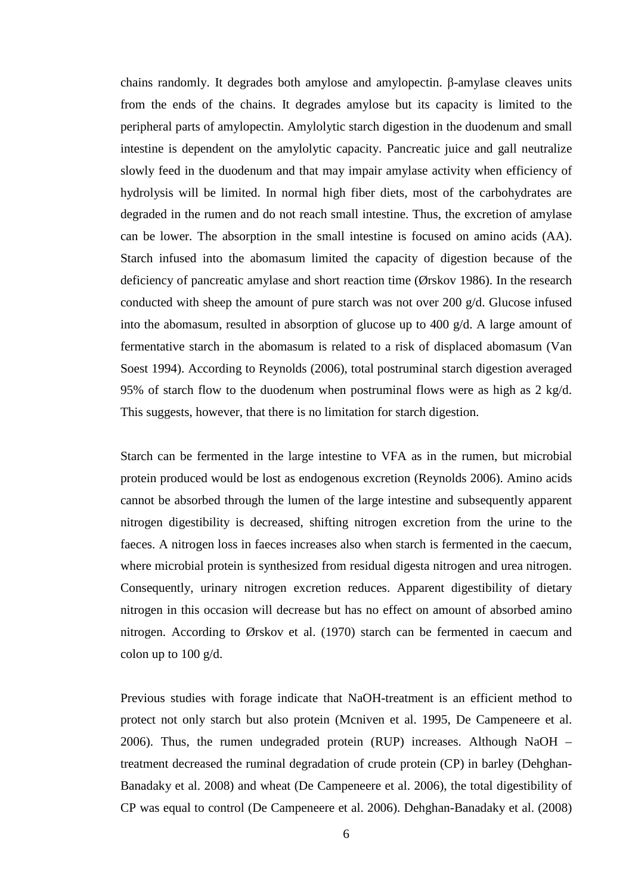chains randomly. It degrades both amylose and amylopectin. β-amylase cleaves units from the ends of the chains. It degrades amylose but its capacity is limited to the peripheral parts of amylopectin. Amylolytic starch digestion in the duodenum and small intestine is dependent on the amylolytic capacity. Pancreatic juice and gall neutralize slowly feed in the duodenum and that may impair amylase activity when efficiency of hydrolysis will be limited. In normal high fiber diets, most of the carbohydrates are degraded in the rumen and do not reach small intestine. Thus, the excretion of amylase can be lower. The absorption in the small intestine is focused on amino acids (AA). Starch infused into the abomasum limited the capacity of digestion because of the deficiency of pancreatic amylase and short reaction time (Ørskov 1986). In the research conducted with sheep the amount of pure starch was not over 200 g/d. Glucose infused into the abomasum, resulted in absorption of glucose up to 400 g/d. A large amount of fermentative starch in the abomasum is related to a risk of displaced abomasum (Van Soest 1994). According to Reynolds (2006), total postruminal starch digestion averaged 95% of starch flow to the duodenum when postruminal flows were as high as 2 kg/d. This suggests, however, that there is no limitation for starch digestion.

Starch can be fermented in the large intestine to VFA as in the rumen, but microbial protein produced would be lost as endogenous excretion (Reynolds 2006). Amino acids cannot be absorbed through the lumen of the large intestine and subsequently apparent nitrogen digestibility is decreased, shifting nitrogen excretion from the urine to the faeces. A nitrogen loss in faeces increases also when starch is fermented in the caecum, where microbial protein is synthesized from residual digesta nitrogen and urea nitrogen. Consequently, urinary nitrogen excretion reduces. Apparent digestibility of dietary nitrogen in this occasion will decrease but has no effect on amount of absorbed amino nitrogen. According to Ørskov et al. (1970) starch can be fermented in caecum and colon up to 100 g/d.

Previous studies with forage indicate that NaOH-treatment is an efficient method to protect not only starch but also protein (Mcniven et al. 1995, De Campeneere et al. 2006). Thus, the rumen undegraded protein (RUP) increases. Although NaOH – treatment decreased the ruminal degradation of crude protein (CP) in barley (Dehghan-Banadaky et al. 2008) and wheat (De Campeneere et al. 2006), the total digestibility of CP was equal to control (De Campeneere et al. 2006). Dehghan-Banadaky et al. (2008)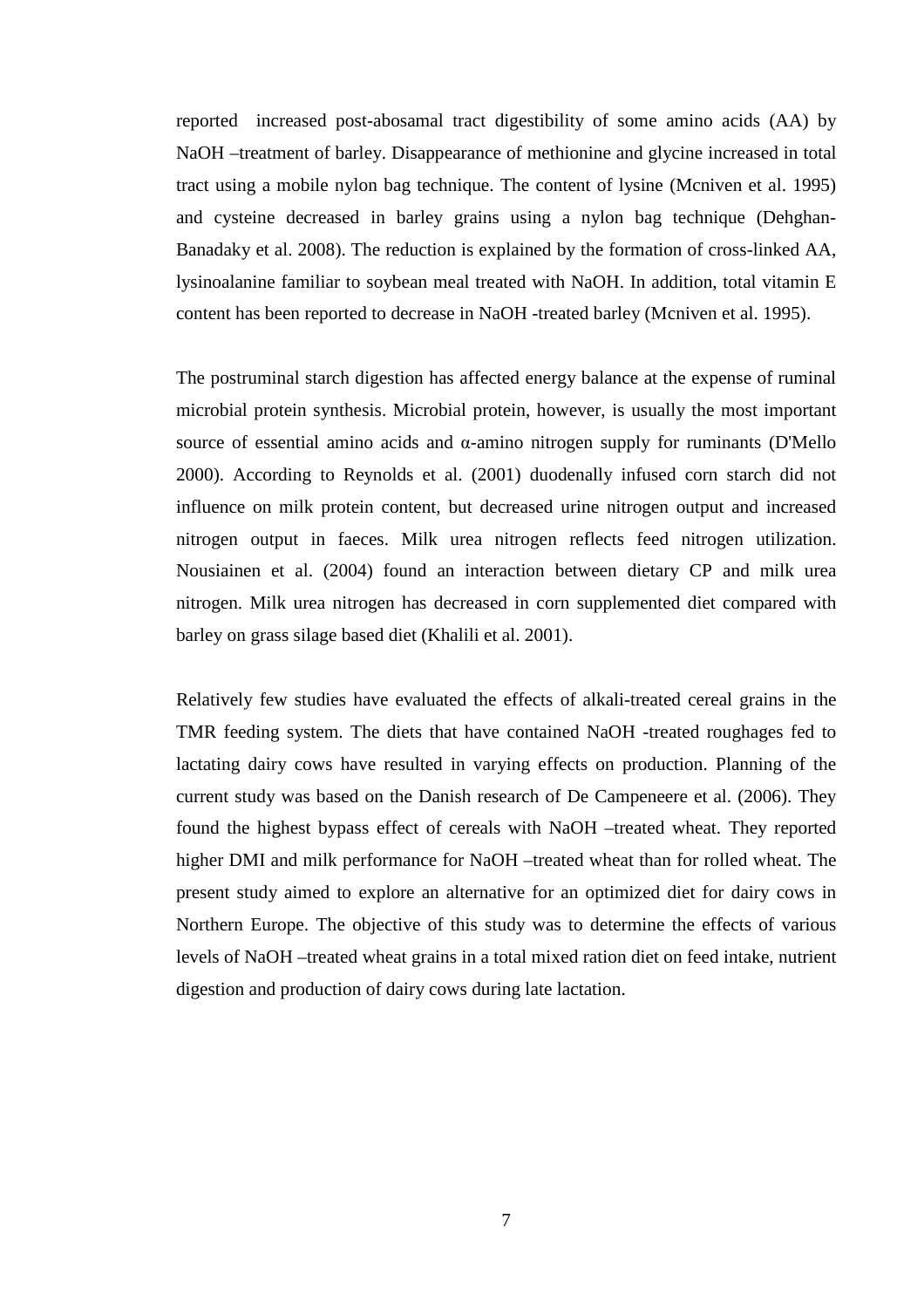reported increased post-abosamal tract digestibility of some amino acids (AA) by NaOH –treatment of barley. Disappearance of methionine and glycine increased in total tract using a mobile nylon bag technique. The content of lysine (Mcniven et al. 1995) and cysteine decreased in barley grains using a nylon bag technique (Dehghan-Banadaky et al. 2008). The reduction is explained by the formation of cross-linked AA, lysinoalanine familiar to soybean meal treated with NaOH. In addition, total vitamin E content has been reported to decrease in NaOH -treated barley (Mcniven et al. 1995).

The postruminal starch digestion has affected energy balance at the expense of ruminal microbial protein synthesis. Microbial protein, however, is usually the most important source of essential amino acids and α-amino nitrogen supply for ruminants (D'Mello 2000). According to Reynolds et al. (2001) duodenally infused corn starch did not influence on milk protein content, but decreased urine nitrogen output and increased nitrogen output in faeces. Milk urea nitrogen reflects feed nitrogen utilization. Nousiainen et al. (2004) found an interaction between dietary CP and milk urea nitrogen. Milk urea nitrogen has decreased in corn supplemented diet compared with barley on grass silage based diet (Khalili et al. 2001).

Relatively few studies have evaluated the effects of alkali-treated cereal grains in the TMR feeding system. The diets that have contained NaOH -treated roughages fed to lactating dairy cows have resulted in varying effects on production. Planning of the current study was based on the Danish research of De Campeneere et al. (2006). They found the highest bypass effect of cereals with NaOH –treated wheat. They reported higher DMI and milk performance for NaOH –treated wheat than for rolled wheat. The present study aimed to explore an alternative for an optimized diet for dairy cows in Northern Europe. The objective of this study was to determine the effects of various levels of NaOH –treated wheat grains in a total mixed ration diet on feed intake, nutrient digestion and production of dairy cows during late lactation.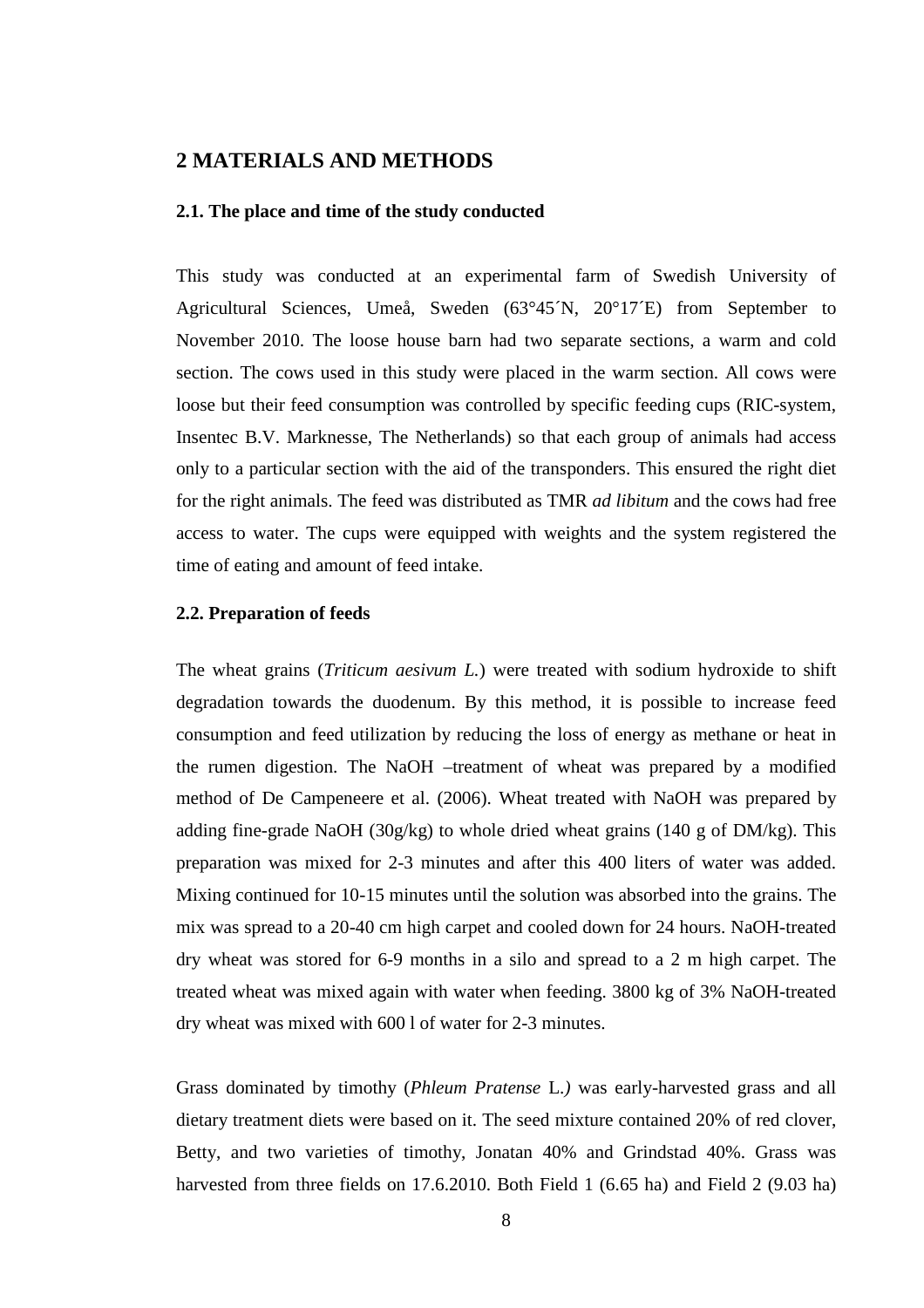# 2 MATERIALS AND METHODS

### 2.1. The place and time of the study conducted

This study was conducted at an experimental farm of Swedish University of Agricultural Sciences, Umeå, Sweden (63°45´N, 20°17´E) from September to November 2010. The loose house barn had two separate sections, a warm and cold section. The cows used in this study were placed in the warm section. All cows were loose but their feed consumption was controlled by specific feeding cups (RIC-system, Insentec B.V. Marknesse, The Netherlands) so that each group of animals had access only to a particular section with the aid of the transponders. This ensured the right diet for the right animals. The feed was distributed as TMR *ad libitum* and the cows had free access to water. The cups were equipped with weights and the system registered the time of eating and amount of feed intake.

### 2.2. Preparation of feeds

The wheat grains (*Triticum aesivum L.*) were treated with sodium hydroxide to shift degradation towards the duodenum. By this method, it is possible to increase feed consumption and feed utilization by reducing the loss of energy as methane or heat in the rumen digestion. The NaOH –treatment of wheat was prepared by a modified method of De Campeneere et al. (2006). Wheat treated with NaOH was prepared by adding fine-grade NaOH (30g/kg) to whole dried wheat grains (140 g of DM/kg). This preparation was mixed for 2-3 minutes and after this 400 liters of water was added. Mixing continued for 10-15 minutes until the solution was absorbed into the grains. The mix was spread to a 20-40 cm high carpet and cooled down for 24 hours. NaOH-treated dry wheat was stored for 6-9 months in a silo and spread to a 2 m high carpet. The treated wheat was mixed again with water when feeding. 3800 kg of 3% NaOH-treated dry wheat was mixed with 600 l of water for 2-3 minutes.

Grass dominated by timothy (*Phleum Pratense* L.*)* was early-harvested grass and all dietary treatment diets were based on it. The seed mixture contained 20% of red clover, Betty, and two varieties of timothy, Jonatan 40% and Grindstad 40%. Grass was harvested from three fields on 17.6.2010. Both Field 1 (6.65 ha) and Field 2 (9.03 ha)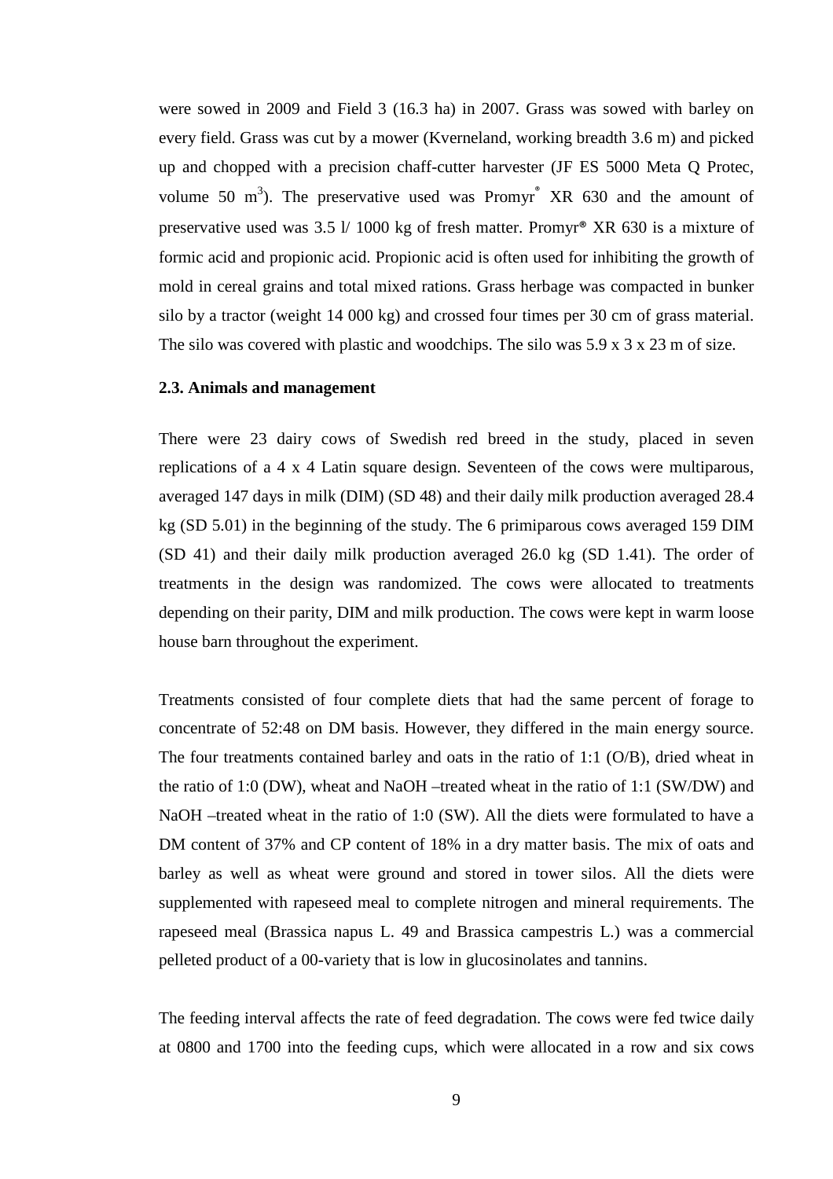were sowed in 2009 and Field 3 (16.3 ha) in 2007. Grass was sowed with barley on every field. Grass was cut by a mower (Kverneland, working breadth 3.6 m) and picked up and chopped with a precision chaff-cutter harvester (JF ES 5000 Meta Q Protec, volume 50 $m^3$). The preservative used was Promyr® XR 630 and the amount of preservative used was 3.5 l/ 1000 kg of fresh matter. Promyr® XR 630 is a mixture of formic acid and propionic acid. Propionic acid is often used for inhibiting the growth of mold in cereal grains and total mixed rations. Grass herbage was compacted in bunker silo by a tractor (weight 14 000 kg) and crossed four times per 30 cm of grass material. The silo was covered with plastic and woodchips. The silo was 5.9 x 3 x 23 m of size.

**2.3. Animals and management**

There were 23 dairy cows of Swedish red breed in the study, placed in seven replications of a 4 x 4 Latin square design. Seventeen of the cows were multiparous, averaged 147 days in milk (DIM) (SD 48) and their daily milk production averaged 28.4 kg (SD 5.01) in the beginning of the study. The 6 primiparous cows averaged 159 DIM (SD 41) and their daily milk production averaged 26.0 kg (SD 1.41). The order of treatments in the design was randomized. The cows were allocated to treatments depending on their parity, DIM and milk production. The cows were kept in warm loose house barn throughout the experiment.

Treatments consisted of four complete diets that had the same percent of forage to concentrate of 52:48 on DM basis. However, they differed in the main energy source. The four treatments contained barley and oats in the ratio of 1:1 (O/B), dried wheat in the ratio of 1:0 (DW), wheat and NaOH –treated wheat in the ratio of 1:1 (SW/DW) and NaOH –treated wheat in the ratio of 1:0 (SW). All the diets were formulated to have a DM content of 37% and CP content of 18% in a dry matter basis. The mix of oats and barley as well as wheat were ground and stored in tower silos. All the diets were supplemented with rapeseed meal to complete nitrogen and mineral requirements. The rapeseed meal (Brassica napus L. 49 and Brassica campestris L.) was a commercial pelleted product of a 00-variety that is low in glucosinolates and tannins.

The feeding interval affects the rate of feed degradation. The cows were fed twice daily at 0800 and 1700 into the feeding cups, which were allocated in a row and six cows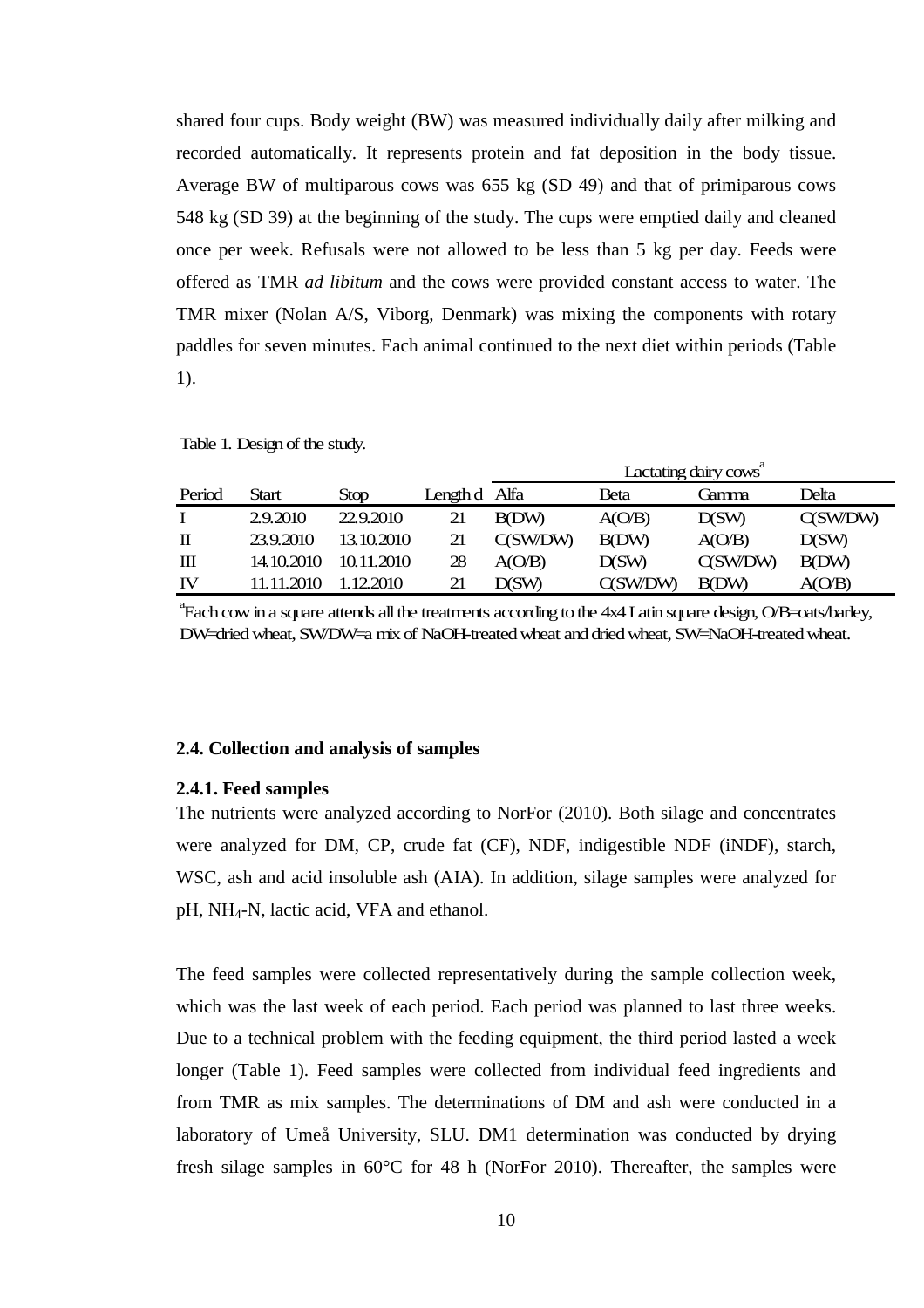shared four cups. Body weight (BW) was measured individually daily after milking and recorded automatically. It represents protein and fat deposition in the body tissue. Average BW of multiparous cows was 655 kg (SD 49) and that of primiparous cows 548 kg (SD 39) at the beginning of the study. The cups were emptied daily and cleaned once per week. Refusals were not allowed to be less than 5 kg per day. Feeds were offered as TMR *ad libitum* and the cows were provided constant access to water. The TMR mixer (Nolan A/S, Viborg, Denmark) was mixing the components with rotary paddles for seven minutes. Each animal continued to the next diet within periods (Table 1).

Table 1. Design of the study.

| | | | | Lactating dairy cows[a] | | | |
|---|---|---|---|---|---|---|---|
| Period | Start | Stop | Length d | Alfa | Beta | Gamma | Delta |
| I | 2.9.2010 | 22.9.2010 | 21 | B(DW) | A(O/B) | D(SW) | C(SW/DW) |
| II | 23.9.2010 | 13.10.2010 | 21 | C(SW/DW) | B(DW) | A(O/B) | D(SW) |
| III | 14.10.2010 | 10.11.2010 | 28 | A(O/B) | D(SW) | C(SW/DW) | B(DW) |
| IV | 11.11.2010 | 1.12.2010 | 21 | D(SW) | C(SW/DW) | B(DW) | A(O/B) |

[a]Each cow in a square attends all the treatments according to the 4x4 Latin square design, O/B=oats/barley, DW=dried wheat, SW/DW=a mix of NaOH-treated wheat and dried wheat, SW=NaOH-treated wheat.

### 2.4. Collection and analysis of samples

#### 2.4.1. Feed samples

The nutrients were analyzed according to NorFor (2010). Both silage and concentrates were analyzed for DM, CP, crude fat (CF), NDF, indigestible NDF (iNDF), starch, WSC, ash and acid insoluble ash (AIA). In addition, silage samples were analyzed for pH, $NH_4$-N, lactic acid, VFA and ethanol.

The feed samples were collected representatively during the sample collection week, which was the last week of each period. Each period was planned to last three weeks. Due to a technical problem with the feeding equipment, the third period lasted a week longer (Table 1). Feed samples were collected from individual feed ingredients and from TMR as mix samples. The determinations of DM and ash were conducted in a laboratory of Umeå University, SLU. DM1 determination was conducted by drying fresh silage samples in 60°C for 48 h (NorFor 2010). Thereafter, the samples were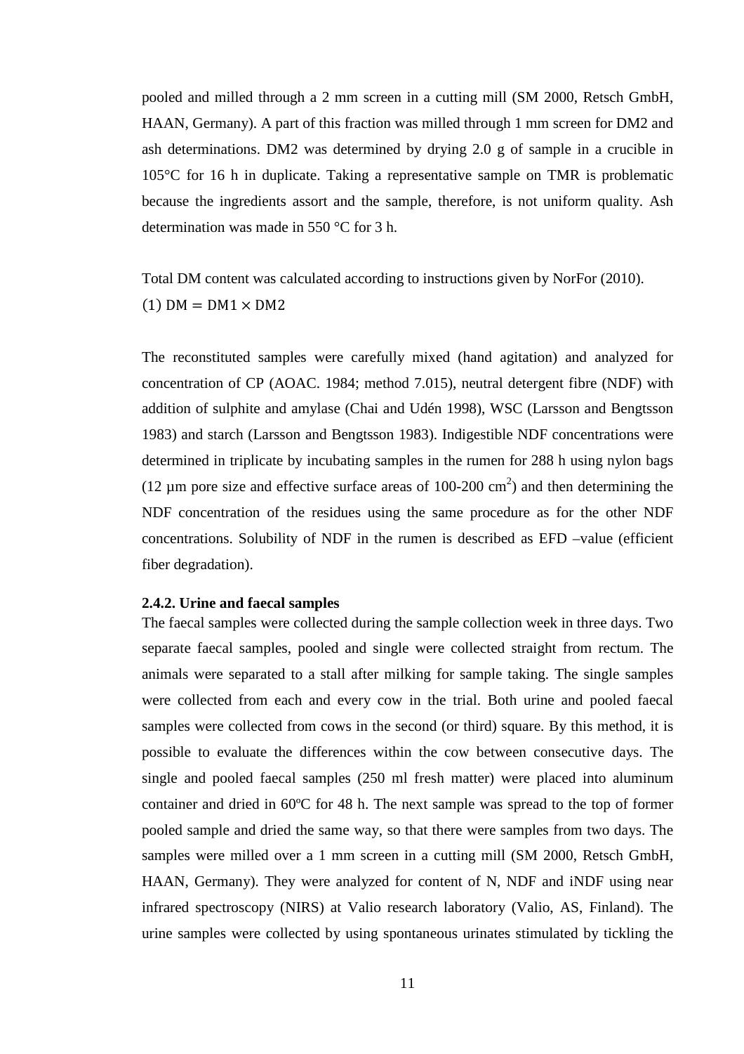pooled and milled through a 2 mm screen in a cutting mill (SM 2000, Retsch GmbH, HAAN, Germany). A part of this fraction was milled through 1 mm screen for DM2 and ash determinations. DM2 was determined by drying 2.0 g of sample in a crucible in 105°C for 16 h in duplicate. Taking a representative sample on TMR is problematic because the ingredients assort and the sample, therefore, is not uniform quality. Ash determination was made in 550 °C for 3 h.

Total DM content was calculated according to instructions given by NorFor (2010).

$$(1)\ \mathrm{DM} = \mathrm{DM1} \times \mathrm{DM2}$$

The reconstituted samples were carefully mixed (hand agitation) and analyzed for concentration of CP (AOAC. 1984; method 7.015), neutral detergent fibre (NDF) with addition of sulphite and amylase (Chai and Udén 1998), WSC (Larsson and Bengtsson 1983) and starch (Larsson and Bengtsson 1983). Indigestible NDF concentrations were determined in triplicate by incubating samples in the rumen for 288 h using nylon bags (12 µm pore size and effective surface areas of 100-200 $cm^2$) and then determining the NDF concentration of the residues using the same procedure as for the other NDF concentrations. Solubility of NDF in the rumen is described as EFD –value (efficient fiber degradation).

### 2.4.2. Urine and faecal samples

The faecal samples were collected during the sample collection week in three days. Two separate faecal samples, pooled and single were collected straight from rectum. The animals were separated to a stall after milking for sample taking. The single samples were collected from each and every cow in the trial. Both urine and pooled faecal samples were collected from cows in the second (or third) square. By this method, it is possible to evaluate the differences within the cow between consecutive days. The single and pooled faecal samples (250 ml fresh matter) were placed into aluminum container and dried in 60ºC for 48 h. The next sample was spread to the top of former pooled sample and dried the same way, so that there were samples from two days. The samples were milled over a 1 mm screen in a cutting mill (SM 2000, Retsch GmbH, HAAN, Germany). They were analyzed for content of N, NDF and iNDF using near infrared spectroscopy (NIRS) at Valio research laboratory (Valio, AS, Finland). The urine samples were collected by using spontaneous urinates stimulated by tickling the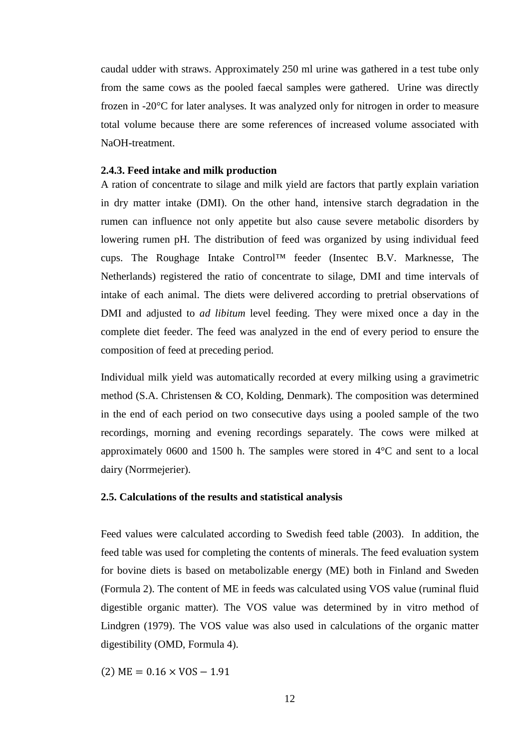caudal udder with straws. Approximately 250 ml urine was gathered in a test tube only from the same cows as the pooled faecal samples were gathered. Urine was directly frozen in -20°C for later analyses. It was analyzed only for nitrogen in order to measure total volume because there are some references of increased volume associated with NaOH-treatment.

#### 2.4.3. Feed intake and milk production

A ration of concentrate to silage and milk yield are factors that partly explain variation in dry matter intake (DMI). On the other hand, intensive starch degradation in the rumen can influence not only appetite but also cause severe metabolic disorders by lowering rumen pH. The distribution of feed was organized by using individual feed cups. The Roughage Intake Control™ feeder (Insentec B.V. Marknesse, The Netherlands) registered the ratio of concentrate to silage, DMI and time intervals of intake of each animal. The diets were delivered according to pretrial observations of DMI and adjusted to *ad libitum* level feeding. They were mixed once a day in the complete diet feeder. The feed was analyzed in the end of every period to ensure the composition of feed at preceding period.

Individual milk yield was automatically recorded at every milking using a gravimetric method (S.A. Christensen & CO, Kolding, Denmark). The composition was determined in the end of each period on two consecutive days using a pooled sample of the two recordings, morning and evening recordings separately. The cows were milked at approximately 0600 and 1500 h. The samples were stored in 4°C and sent to a local dairy (Norrmejerier).

### 2.5. Calculations of the results and statistical analysis

Feed values were calculated according to Swedish feed table (2003). In addition, the feed table was used for completing the contents of minerals. The feed evaluation system for bovine diets is based on metabolizable energy (ME) both in Finland and Sweden (Formula 2). The content of ME in feeds was calculated using VOS value (ruminal fluid digestible organic matter). The VOS value was determined by in vitro method of Lindgren (1979). The VOS value was also used in calculations of the organic matter digestibility (OMD, Formula 4).

$$(2)\ \mathrm{ME} = 0.16 \times \mathrm{VOS} - 1.91$$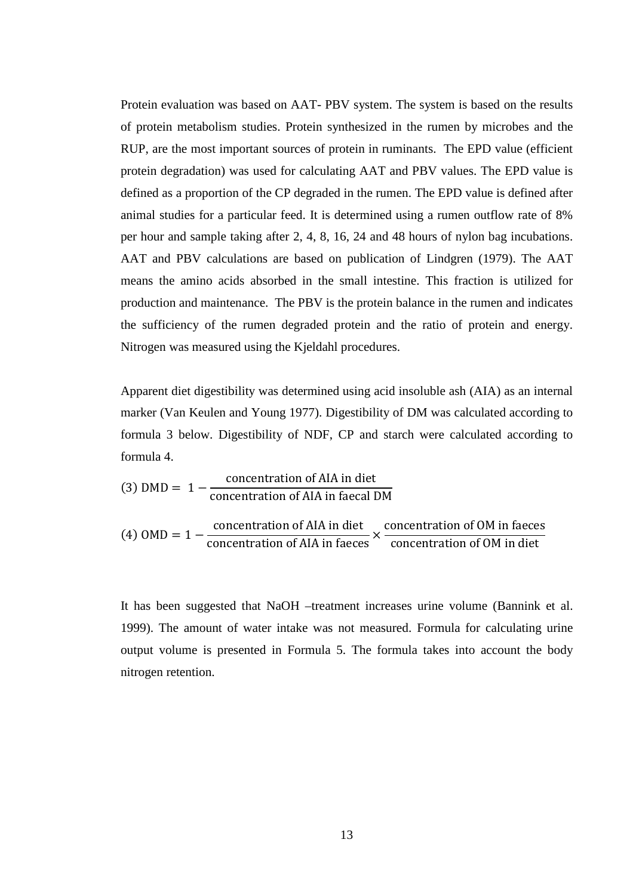Protein evaluation was based on AAT- PBV system. The system is based on the results of protein metabolism studies. Protein synthesized in the rumen by microbes and the RUP, are the most important sources of protein in ruminants. The EPD value (efficient protein degradation) was used for calculating AAT and PBV values. The EPD value is defined as a proportion of the CP degraded in the rumen. The EPD value is defined after animal studies for a particular feed. It is determined using a rumen outflow rate of 8% per hour and sample taking after 2, 4, 8, 16, 24 and 48 hours of nylon bag incubations. AAT and PBV calculations are based on publication of Lindgren (1979). The AAT means the amino acids absorbed in the small intestine. This fraction is utilized for production and maintenance. The PBV is the protein balance in the rumen and indicates the sufficiency of the rumen degraded protein and the ratio of protein and energy. Nitrogen was measured using the Kjeldahl procedures.

Apparent diet digestibility was determined using acid insoluble ash (AIA) as an internal marker (Van Keulen and Young 1977). Digestibility of DM was calculated according to formula 3 below. Digestibility of NDF, CP and starch were calculated according to formula 4.

$$(3)\ \mathrm{DMD} = 1 - \frac{\text{concentration of AIA in diet}}{\text{concentration of AIA in faecal DM}}$$

$$(4)\ \mathrm{OMD} = 1 - \frac{\text{concentration of AIA in diet}}{\text{concentration of AIA in faeces}} \times \frac{\text{concentration of OM in faeces}}{\text{concentration of OM in diet}}$$

It has been suggested that NaOH –treatment increases urine volume (Bannink et al. 1999). The amount of water intake was not measured. Formula for calculating urine output volume is presented in Formula 5. The formula takes into account the body nitrogen retention.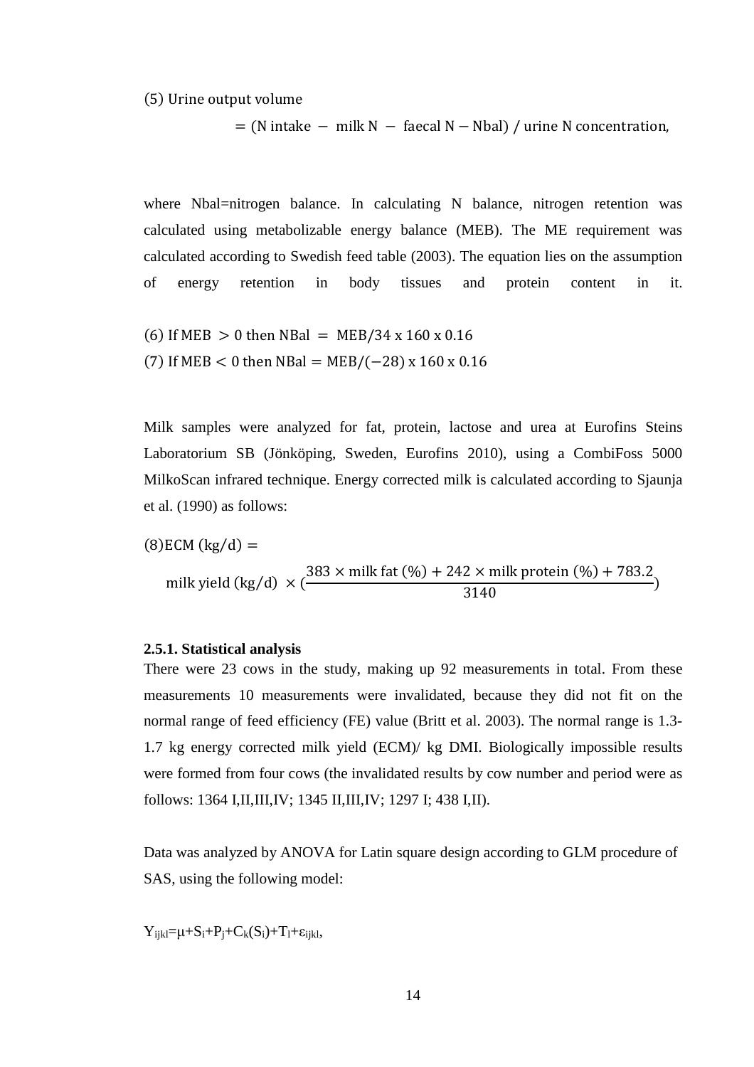$$(5)\ \text{Urine output volume} = (\text{N intake} - \text{milk N} - \text{faecal N} - \text{Nbal}) \,/\, \text{urine N concentration},$$

where Nbal=nitrogen balance. In calculating N balance, nitrogen retention was calculated using metabolizable energy balance (MEB). The ME requirement was calculated according to Swedish feed table (2003). The equation lies on the assumption of energy retention in body tissues and protein content in it.

$$(6)\ \text{If MEB} > 0 \text{ then NBal} = \text{MEB}/34 \text{ x } 160 \text{ x } 0.16$$

$$(7)\ \text{If MEB} < 0 \text{ then NBal} = \text{MEB}/(-28) \text{ x } 160 \text{ x } 0.16$$

Milk samples were analyzed for fat, protein, lactose and urea at Eurofins Steins Laboratorium SB (Jönköping, Sweden, Eurofins 2010), using a CombiFoss 5000 MilkoScan infrared technique. Energy corrected milk is calculated according to Sjaunja et al. (1990) as follows:

$$(8)\text{ECM (kg/d)} = \text{milk yield (kg/d)} \times \left(\frac{383 \times \text{milk fat (\%)} + 242 \times \text{milk protein (\%)} + 783.2}{3140}\right)$$

### 2.5.1. Statistical analysis

There were 23 cows in the study, making up 92 measurements in total. From these measurements 10 measurements were invalidated, because they did not fit on the normal range of feed efficiency (FE) value (Britt et al. 2003). The normal range is 1.3-1.7 kg energy corrected milk yield (ECM)/ kg DMI. Biologically impossible results were formed from four cows (the invalidated results by cow number and period were as follows: 1364 I,II,III,IV; 1345 II,III,IV; 1297 I; 438 I,II).

Data was analyzed by ANOVA for Latin square design according to GLM procedure of SAS, using the following model:

$$Y_{ijkl}=\mu+S_i+P_j+C_k(S_i)+T_l+\varepsilon_{ijkl},$$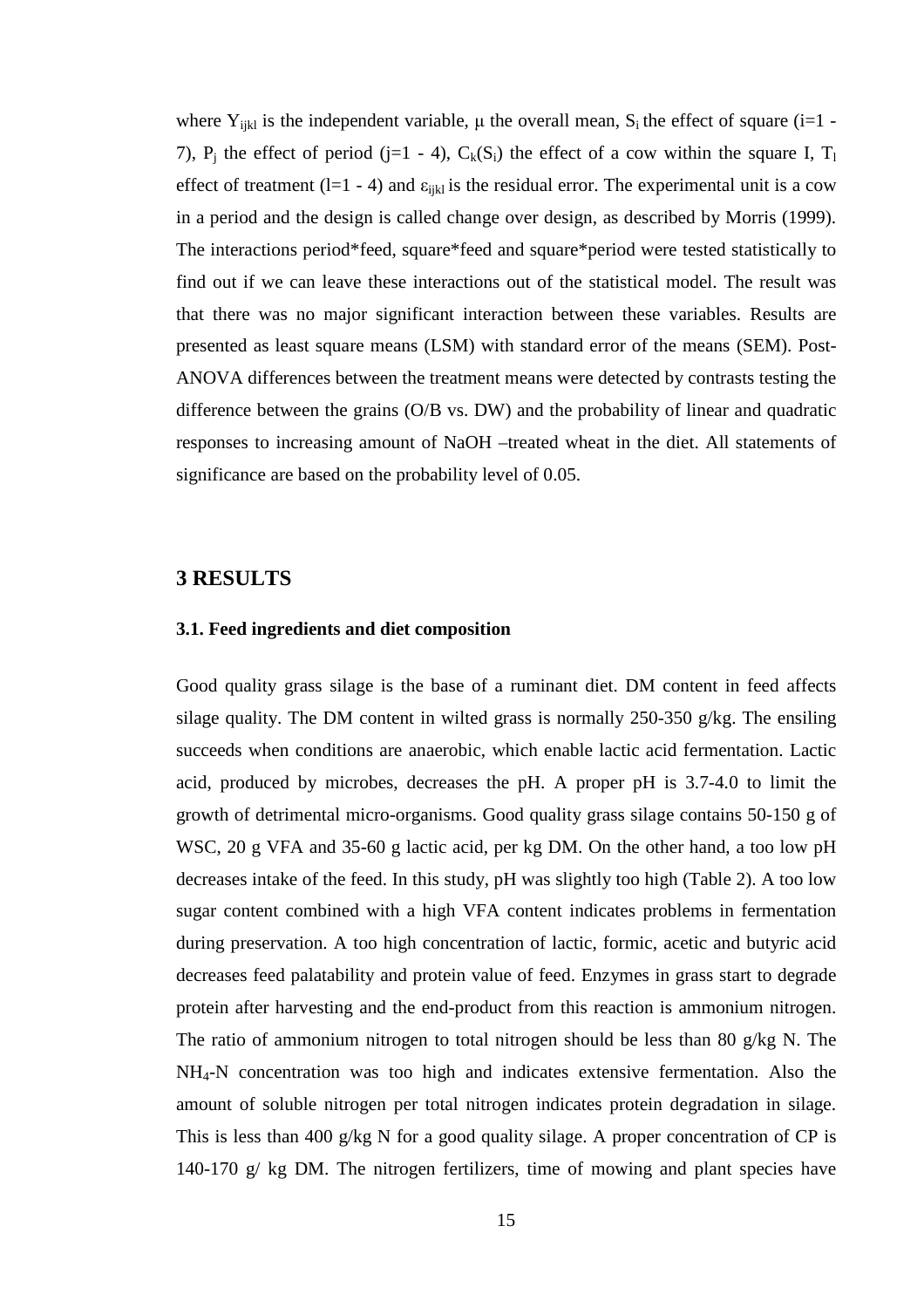where $Y_{ijkl}$ is the independent variable, μ the overall mean, $S_i$ the effect of square (i=1 - 7), $P_j$ the effect of period (j=1 - 4), $C_k(S_i)$ the effect of a cow within the square I, $T_l$ effect of treatment (l=1 - 4) and $\varepsilon_{ijkl}$ is the residual error. The experimental unit is a cow in a period and the design is called change over design, as described by Morris (1999). The interactions period*feed, square*feed and square*period were tested statistically to find out if we can leave these interactions out of the statistical model. The result was that there was no major significant interaction between these variables. Results are presented as least square means (LSM) with standard error of the means (SEM). Post-ANOVA differences between the treatment means were detected by contrasts testing the difference between the grains (O/B vs. DW) and the probability of linear and quadratic responses to increasing amount of NaOH –treated wheat in the diet. All statements of significance are based on the probability level of 0.05.

# 3 RESULTS

### 3.1. Feed ingredients and diet composition

Good quality grass silage is the base of a ruminant diet. DM content in feed affects silage quality. The DM content in wilted grass is normally 250-350 g/kg. The ensiling succeeds when conditions are anaerobic, which enable lactic acid fermentation. Lactic acid, produced by microbes, decreases the pH. A proper pH is 3.7-4.0 to limit the growth of detrimental micro-organisms. Good quality grass silage contains 50-150 g of WSC, 20 g VFA and 35-60 g lactic acid, per kg DM. On the other hand, a too low pH decreases intake of the feed. In this study, pH was slightly too high (Table 2). A too low sugar content combined with a high VFA content indicates problems in fermentation during preservation. A too high concentration of lactic, formic, acetic and butyric acid decreases feed palatability and protein value of feed. Enzymes in grass start to degrade protein after harvesting and the end-product from this reaction is ammonium nitrogen. The ratio of ammonium nitrogen to total nitrogen should be less than 80 g/kg N. The $NH_4$-N concentration was too high and indicates extensive fermentation. Also the amount of soluble nitrogen per total nitrogen indicates protein degradation in silage. This is less than 400 g/kg N for a good quality silage. A proper concentration of CP is 140-170 g/ kg DM. The nitrogen fertilizers, time of mowing and plant species have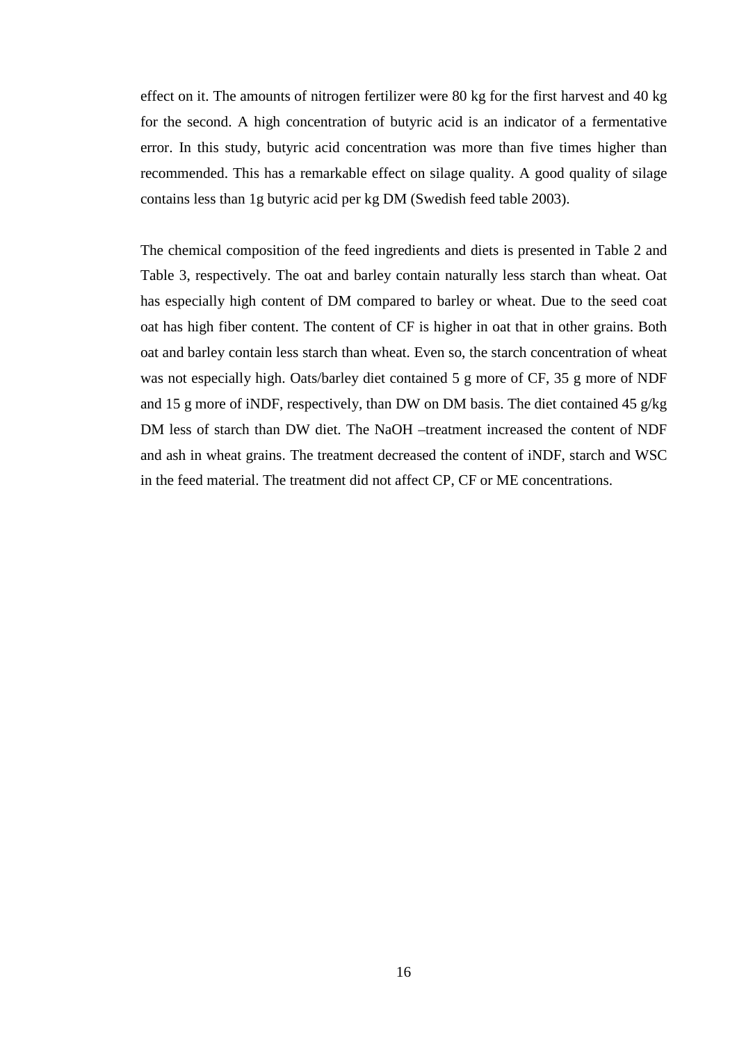effect on it. The amounts of nitrogen fertilizer were 80 kg for the first harvest and 40 kg for the second. A high concentration of butyric acid is an indicator of a fermentative error. In this study, butyric acid concentration was more than five times higher than recommended. This has a remarkable effect on silage quality. A good quality of silage contains less than 1g butyric acid per kg DM (Swedish feed table 2003).

The chemical composition of the feed ingredients and diets is presented in Table 2 and Table 3, respectively. The oat and barley contain naturally less starch than wheat. Oat has especially high content of DM compared to barley or wheat. Due to the seed coat oat has high fiber content. The content of CF is higher in oat that in other grains. Both oat and barley contain less starch than wheat. Even so, the starch concentration of wheat was not especially high. Oats/barley diet contained 5 g more of CF, 35 g more of NDF and 15 g more of iNDF, respectively, than DW on DM basis. The diet contained 45 g/kg DM less of starch than DW diet. The NaOH –treatment increased the content of NDF and ash in wheat grains. The treatment decreased the content of iNDF, starch and WSC in the feed material. The treatment did not affect CP, CF or ME concentrations.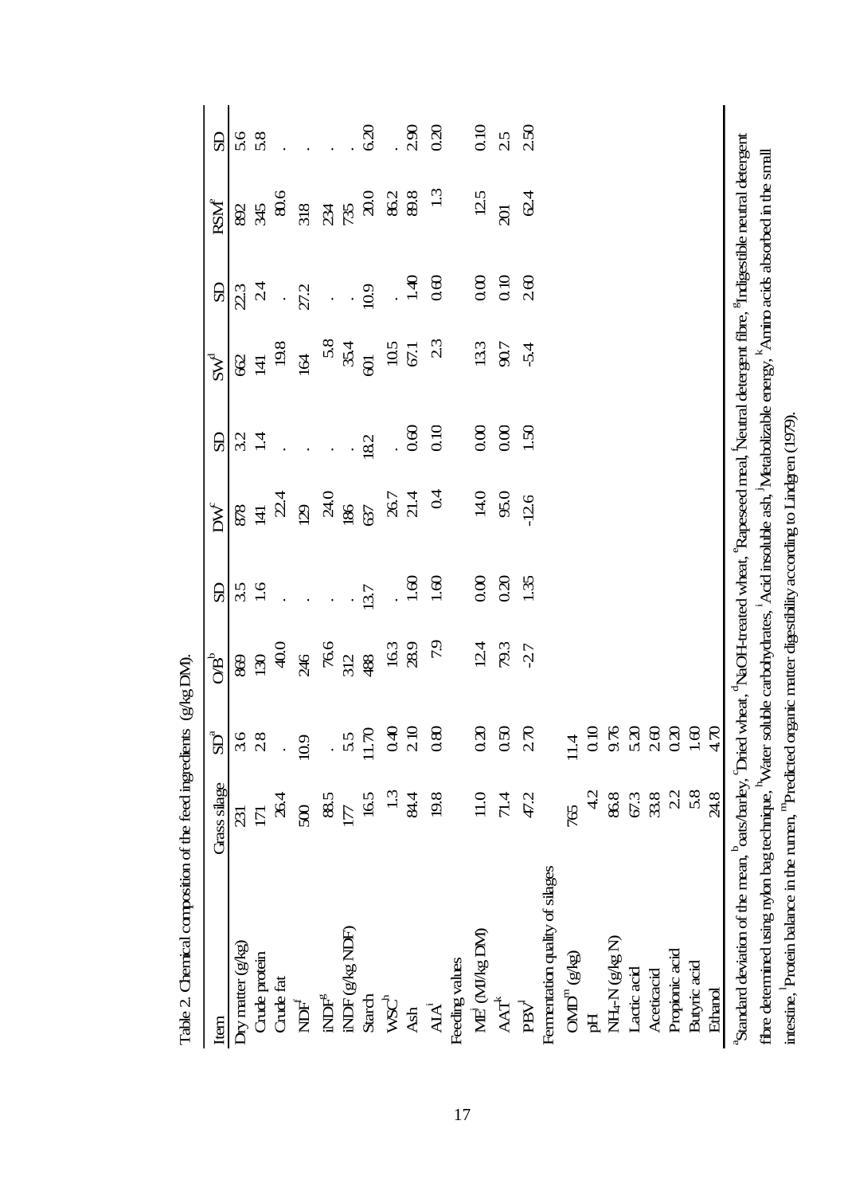Table 2. Chemical composition of the feed ingredients (g/kg DM).

| Item | Grass silage | SD[a] | O/B[b] | SD | DW[c] | SD | SW[d] | SD | RSM[e] | SD |
|---|---|---|---|---|---|---|---|---|---|---|
| Dry matter (g/kg) | 231 | 3.6 | 869 | 3.5 | 878 | 3.2 | 662 | 22.3 | 892 | 5.6 |
| Crude protein | 171 | 2.8 | 130 | 1.6 | 141 | 1.4 | 141 | 2.4 | 345 | 5.8 |
| Crude fat | 26.4 | . | 40.0 | . | 22.4 | . | 19.8 | . | 80.6 | . |
| NDF[f] | 500 | 10.9 | 246 | . | 129 | . | 164 | 27.2 | 318 | . |
| iNDF[g] | 88.5 | . | 76.6 | . | 24.0 | . | 5.8 | . | 234 | . |
| iNDF (g/kg NDF) | 177 | 5.5 | 312 | . | 186 | . | 35.4 | . | 735 | . |
| Starch | 16.5 | 11.70 | 488 | 13.7 | 637 | 18.2 | 601 | 10.9 | 20.0 | 6.20 |
| WSC[h] | 1.3 | 0.40 | 16.3 | . | 26.7 | . | 10.5 | . | 86.2 | . |
| Ash | 84.4 | 2.10 | 28.9 | 1.60 | 21.4 | 0.60 | 67.1 | 1.40 | 89.8 | 2.90 |
| AIA[i] | 19.8 | 0.80 | 7.9 | 1.60 | 0.4 | 0.10 | 2.3 | 0.60 | 1.3 | 0.20 |
| Feeding values | | | | | | | | | | |
| ME[j] (MJ/kg DM) | 11.0 | 0.20 | 12.4 | 0.00 | 14.0 | 0.00 | 13.3 | 0.00 | 12.5 | 0.10 |
| AAT[k] | 71.4 | 0.50 | 79.3 | 0.20 | 95.0 | 0.00 | 90.7 | 0.10 | 201 | 2.5 |
| PBV[l] | 47.2 | 2.70 | -2.7 | 1.35 | -12.6 | 1.50 | -5.4 | 2.60 | 62.4 | 2.50 |
| Fermentation quality of silages | | | | | | | | | | |
| OMD[m] (g/kg) | 765 | 11.4 | | | | | | | | |
| pH | 4.2 | 0.10 | | | | | | | | |
| $NH_4$-N (g/kg N) | 86.8 | 9.76 | | | | | | | | |
| Lactic acid | 67.3 | 5.20 | | | | | | | | |
| Aceticacid | 33.8 | 2.60 | | | | | | | | |
| Propionic acid | 2.2 | 0.20 | | | | | | | | |
| Butyric acid | 5.8 | 1.60 | | | | | | | | |
| Ethanol | 24.8 | 4.70 | | | | | | | | |

[a]Standard deviation of the mean, [b]oats/barley, [c]Dried wheat, [d]NaOH-treated wheat, [e]Rapeseed meal, [f]Neutral detergent fibre, [g]Indigestible neutral detergent fibre determined using nylon bag technique, [h]Water soluble carbohydrates, [i]Acid insoluble ash, [j]Metabolizable energy, [k]Amino acids absorbed in the small intestine, [l]Protein balance in the rumen, [m]Predicted organic matter digestibility according to Lindgren (1979).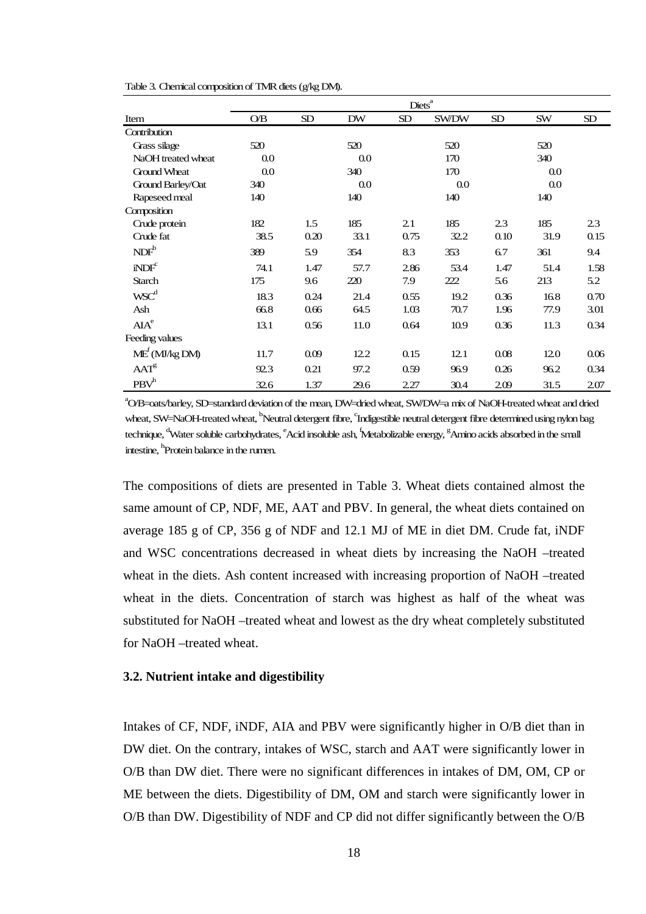Table 3. Chemical composition of TMR diets (g/kg DM).

| Item | Diets[a] | | | | | | | |
|---|---|---|---|---|---|---|---|---|
| | O/B | SD | DW | SD | SW/DW | SD | SW | SD |
| Contribution | | | | | | | | |
| Grass silage | 520 | | 520 | | 520 | | 520 | |
| NaOH treated wheat | 0.0 | | 0.0 | | 170 | | 340 | |
| Ground Wheat | 0.0 | | 340 | | 170 | | 0.0 | |
| Ground Barley/Oat | 340 | | 0.0 | | 0.0 | | 0.0 | |
| Rapeseed meal | 140 | | 140 | | 140 | | 140 | |
| Composition | | | | | | | | |
| Crude protein | 182 | 1.5 | 185 | 2.1 | 185 | 2.3 | 185 | 2.3 |
| Crude fat | 38.5 | 0.20 | 33.1 | 0.75 | 32.2 | 0.10 | 31.9 | 0.15 |
| NDF[b] | 389 | 5.9 | 354 | 8.3 | 353 | 6.7 | 361 | 9.4 |
| iNDF[c] | 74.1 | 1.47 | 57.7 | 2.86 | 53.4 | 1.47 | 51.4 | 1.58 |
| Starch | 175 | 9.6 | 220 | 7.9 | 222 | 5.6 | 213 | 5.2 |
| WSC[d] | 18.3 | 0.24 | 21.4 | 0.55 | 19.2 | 0.36 | 16.8 | 0.70 |
| Ash | 66.8 | 0.66 | 64.5 | 1.03 | 70.7 | 1.96 | 77.9 | 3.01 |
| AIA[e] | 13.1 | 0.56 | 11.0 | 0.64 | 10.9 | 0.36 | 11.3 | 0.34 |
| Feeding values | | | | | | | | |
| ME[f] (MJ/kg DM) | 11.7 | 0.09 | 12.2 | 0.15 | 12.1 | 0.08 | 12.0 | 0.06 |
| AAT[g] | 92.3 | 0.21 | 97.2 | 0.59 | 96.9 | 0.26 | 96.2 | 0.34 |
| PBV[h] | 32.6 | 1.37 | 29.6 | 2.27 | 30.4 | 2.09 | 31.5 | 2.07 |

[a]O/B=oats/barley, SD=standard deviation of the mean, DW=dried wheat, SW/DW=a mix of NaOH-treated wheat and dried wheat, SW=NaOH-treated wheat, [b]Neutral detergent fibre, [c]Indigestible neutral detergent fibre determined using nylon bag technique, [d]Water soluble carbohydrates, [e]Acid insoluble ash, [f]Metabolizable energy, [g]Amino acids absorbed in the small intestine, [h]Protein balance in the rumen.

The compositions of diets are presented in Table 3. Wheat diets contained almost the same amount of CP, NDF, ME, AAT and PBV. In general, the wheat diets contained on average 185 g of CP, 356 g of NDF and 12.1 MJ of ME in diet DM. Crude fat, iNDF and WSC concentrations decreased in wheat diets by increasing the NaOH –treated wheat in the diets. Ash content increased with increasing proportion of NaOH –treated wheat in the diets. Concentration of starch was highest as half of the wheat was substituted for NaOH –treated wheat and lowest as the dry wheat completely substituted for NaOH –treated wheat.

### 3.2. Nutrient intake and digestibility

Intakes of CF, NDF, iNDF, AIA and PBV were significantly higher in O/B diet than in DW diet. On the contrary, intakes of WSC, starch and AAT were significantly lower in O/B than DW diet. There were no significant differences in intakes of DM, OM, CP or ME between the diets. Digestibility of DM, OM and starch were significantly lower in O/B than DW. Digestibility of NDF and CP did not differ significantly between the O/B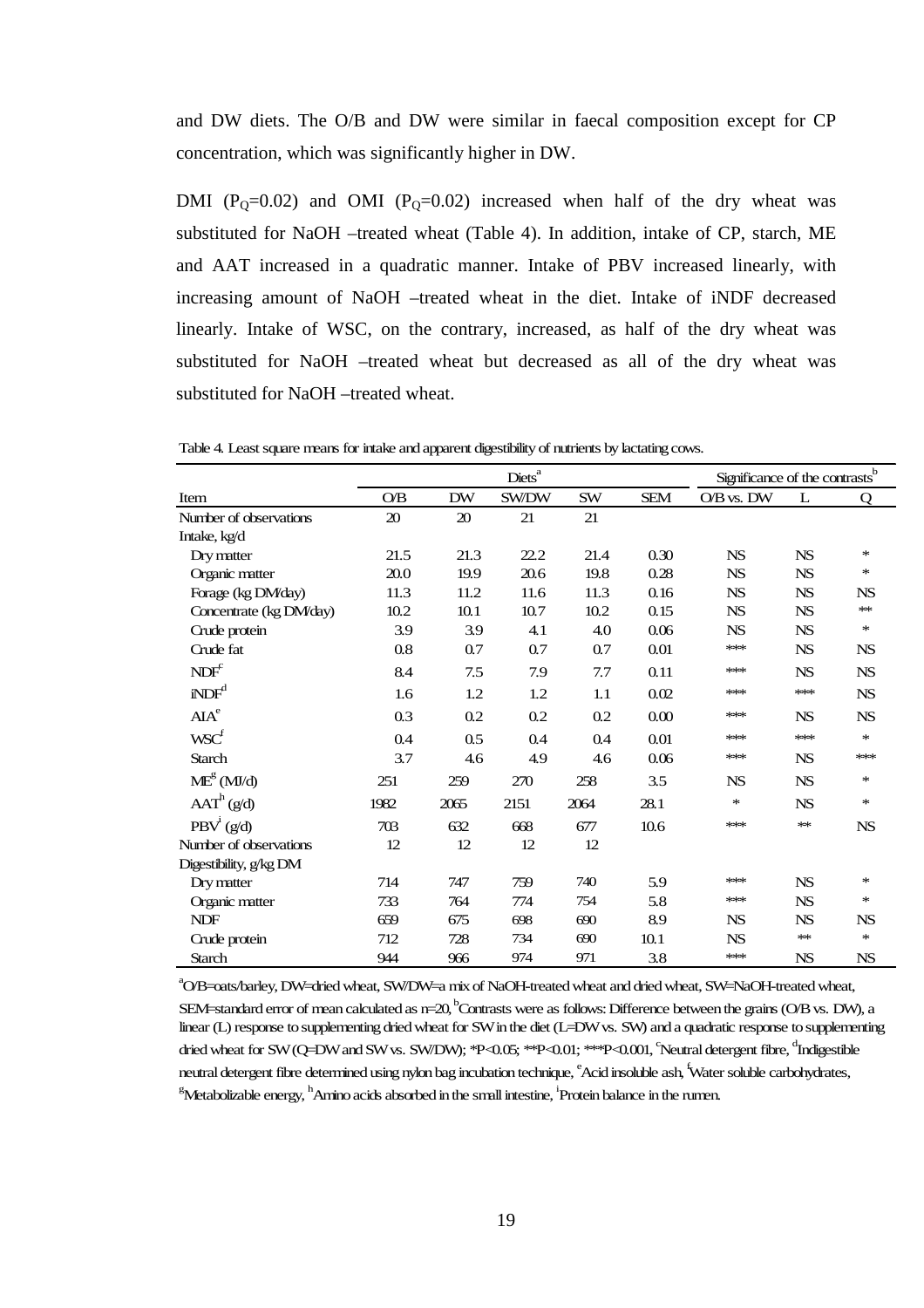and DW diets. The O/B and DW were similar in faecal composition except for CP concentration, which was significantly higher in DW.

DMI ($P_Q$=0.02) and OMI ($P_Q$=0.02) increased when half of the dry wheat was substituted for NaOH –treated wheat (Table 4). In addition, intake of CP, starch, ME and AAT increased in a quadratic manner. Intake of PBV increased linearly, with increasing amount of NaOH –treated wheat in the diet. Intake of iNDF decreased linearly. Intake of WSC, on the contrary, increased, as half of the dry wheat was substituted for NaOH –treated wheat but decreased as all of the dry wheat was substituted for NaOH –treated wheat.

Table 4. Least square means for intake and apparent digestibility of nutrients by lactating cows.

| | Diets[a] | | | | | Significance of the contrasts[b] | | |
|---|---|---|---|---|---|---|---|---|
| Item | O/B | DW | SW/DW | SW | SEM | O/B vs. DW | L | Q |
| Number of observations | 20 | 20 | 21 | 21 | | | | |
| Intake, kg/d | | | | | | | | |
| Dry matter | 21.5 | 21.3 | 22.2 | 21.4 | 0.30 | NS | NS | * |
| Organic matter | 20.0 | 19.9 | 20.6 | 19.8 | 0.28 | NS | NS | * |
| Forage (kg DM/day) | 11.3 | 11.2 | 11.6 | 11.3 | 0.16 | NS | NS | NS |
| Concentrate (kg DM/day) | 10.2 | 10.1 | 10.7 | 10.2 | 0.15 | NS | NS | ** |
| Crude protein | 3.9 | 3.9 | 4.1 | 4.0 | 0.06 | NS | NS | * |
| Crude fat | 0.8 | 0.7 | 0.7 | 0.7 | 0.01 | *** | NS | NS |
| NDF[c] | 8.4 | 7.5 | 7.9 | 7.7 | 0.11 | *** | NS | NS |
| iNDF[d] | 1.6 | 1.2 | 1.2 | 1.1 | 0.02 | *** | *** | NS |
| AIA[e] | 0.3 | 0.2 | 0.2 | 0.2 | 0.00 | *** | NS | NS |
| WSC[f] | 0.4 | 0.5 | 0.4 | 0.4 | 0.01 | *** | *** | * |
| Starch | 3.7 | 4.6 | 4.9 | 4.6 | 0.06 | *** | NS | *** |
| ME[g] (MJ/d) | 251 | 259 | 270 | 258 | 3.5 | NS | NS | * |
| AAT[h] (g/d) | 1982 | 2065 | 2151 | 2064 | 28.1 | * | NS | * |
| PBV[i] (g/d) | 703 | 632 | 668 | 677 | 10.6 | *** | ** | NS |
| Number of observations | 12 | 12 | 12 | 12 | | | | |
| Digestibility, g/kg DM | | | | | | | | |
| Dry matter | 714 | 747 | 759 | 740 | 5.9 | *** | NS | * |
| Organic matter | 733 | 764 | 774 | 754 | 5.8 | *** | NS | * |
| NDF | 659 | 675 | 698 | 690 | 8.9 | NS | NS | NS |
| Crude protein | 712 | 728 | 734 | 690 | 10.1 | NS | ** | * |
| Starch | 944 | 966 | 974 | 971 | 3.8 | *** | NS | NS |

[a]O/B=oats/barley, DW=dried wheat, SW/DW=a mix of NaOH-treated wheat and dried wheat, SW=NaOH-treated wheat, SEM=standard error of mean calculated as n=20, [b]Contrasts were as follows: Difference between the grains (O/B vs. DW), a linear (L) response to supplementing dried wheat for SW in the diet (L=DW vs. SW) and a quadratic response to supplementing dried wheat for SW (Q=DW and SW vs. SW/DW); *P<0.05; **P<0.01; ***P<0.001, [c]Neutral detergent fibre, [d]Indigestible neutral detergent fibre determined using nylon bag incubation technique, [e]Acid insoluble ash, [f]Water soluble carbohydrates, [g]Metabolizable energy, [h]Amino acids absorbed in the small intestine, [i]Protein balance in the rumen.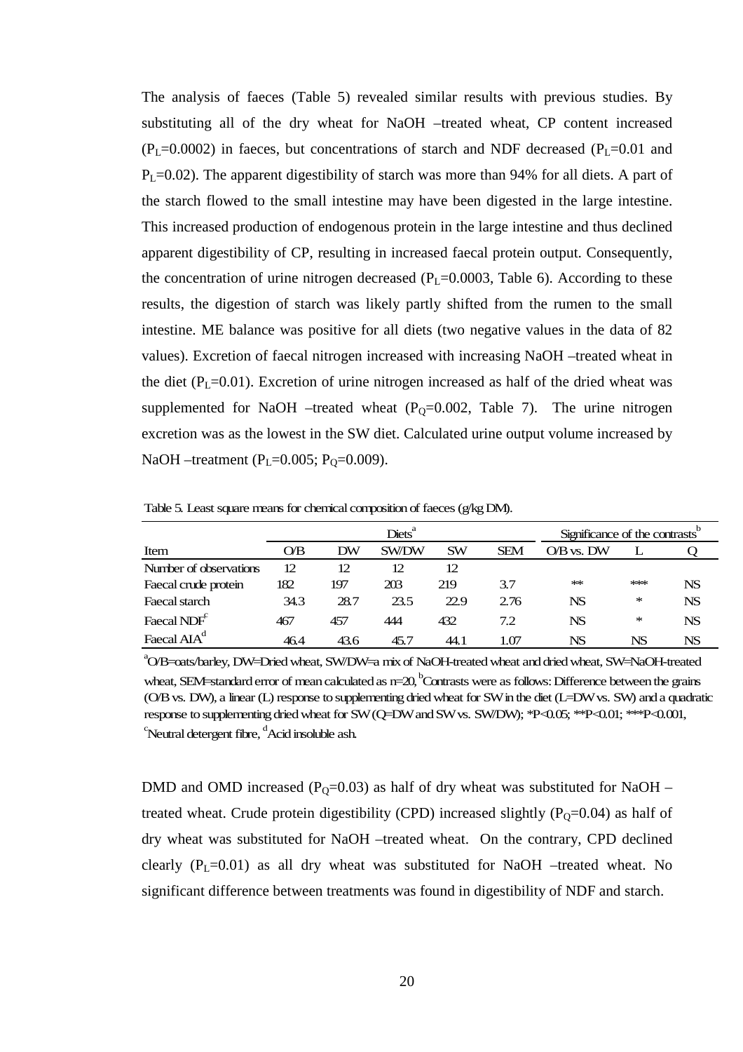The analysis of faeces (Table 5) revealed similar results with previous studies. By substituting all of the dry wheat for NaOH –treated wheat, CP content increased ($P_L$=0.0002) in faeces, but concentrations of starch and NDF decreased ($P_L$=0.01 and $P_L$=0.02). The apparent digestibility of starch was more than 94% for all diets. A part of the starch flowed to the small intestine may have been digested in the large intestine. This increased production of endogenous protein in the large intestine and thus declined apparent digestibility of CP, resulting in increased faecal protein output. Consequently, the concentration of urine nitrogen decreased ($P_L$=0.0003, Table 6). According to these results, the digestion of starch was likely partly shifted from the rumen to the small intestine. ME balance was positive for all diets (two negative values in the data of 82 values). Excretion of faecal nitrogen increased with increasing NaOH –treated wheat in the diet ($P_L$=0.01). Excretion of urine nitrogen increased as half of the dried wheat was supplemented for NaOH –treated wheat ($P_Q$=0.002, Table 7). The urine nitrogen excretion was as the lowest in the SW diet. Calculated urine output volume increased by NaOH –treatment ($P_L$=0.005; $P_Q$=0.009).

Table 5. Least square means for chemical composition of faeces (g/kg DM).

| | Diets[a] | | | | | Significance of the contrasts[b] | | |
|---|---|---|---|---|---|---|---|---|
| Item | O/B | DW | SW/DW | SW | SEM | O/B vs. DW | L | Q |
| Number of observations | 12 | 12 | 12 | 12 | | | | |
| Faecal crude protein | 182 | 197 | 203 | 219 | 3.7 | ** | *** | NS |
| Faecal starch | 34.3 | 28.7 | 23.5 | 22.9 | 2.76 | NS | * | NS |
| Faecal NDF[c] | 467 | 457 | 444 | 432 | 7.2 | NS | * | NS |
| Faecal AIA[d] | 46.4 | 43.6 | 45.7 | 44.1 | 1.07 | NS | NS | NS |

[a]O/B=oats/barley, DW=Dried wheat, SW/DW=a mix of NaOH-treated wheat and dried wheat, SW=NaOH-treated wheat, SEM=standard error of mean calculated as n=20, [b]Contrasts were as follows: Difference between the grains (O/B vs. DW), a linear (L) response to supplementing dried wheat for SW in the diet (L=DW vs. SW) and a quadratic response to supplementing dried wheat for SW (Q=DW and SW vs. SW/DW); *P<0.05; **P<0.01; ***P<0.001, [c]Neutral detergent fibre, [d]Acid insoluble ash.

DMD and OMD increased ($P_Q$=0.03) as half of dry wheat was substituted for NaOH –treated wheat. Crude protein digestibility (CPD) increased slightly ($P_Q$=0.04) as half of dry wheat was substituted for NaOH –treated wheat. On the contrary, CPD declined clearly ($P_L$=0.01) as all dry wheat was substituted for NaOH –treated wheat. No significant difference between treatments was found in digestibility of NDF and starch.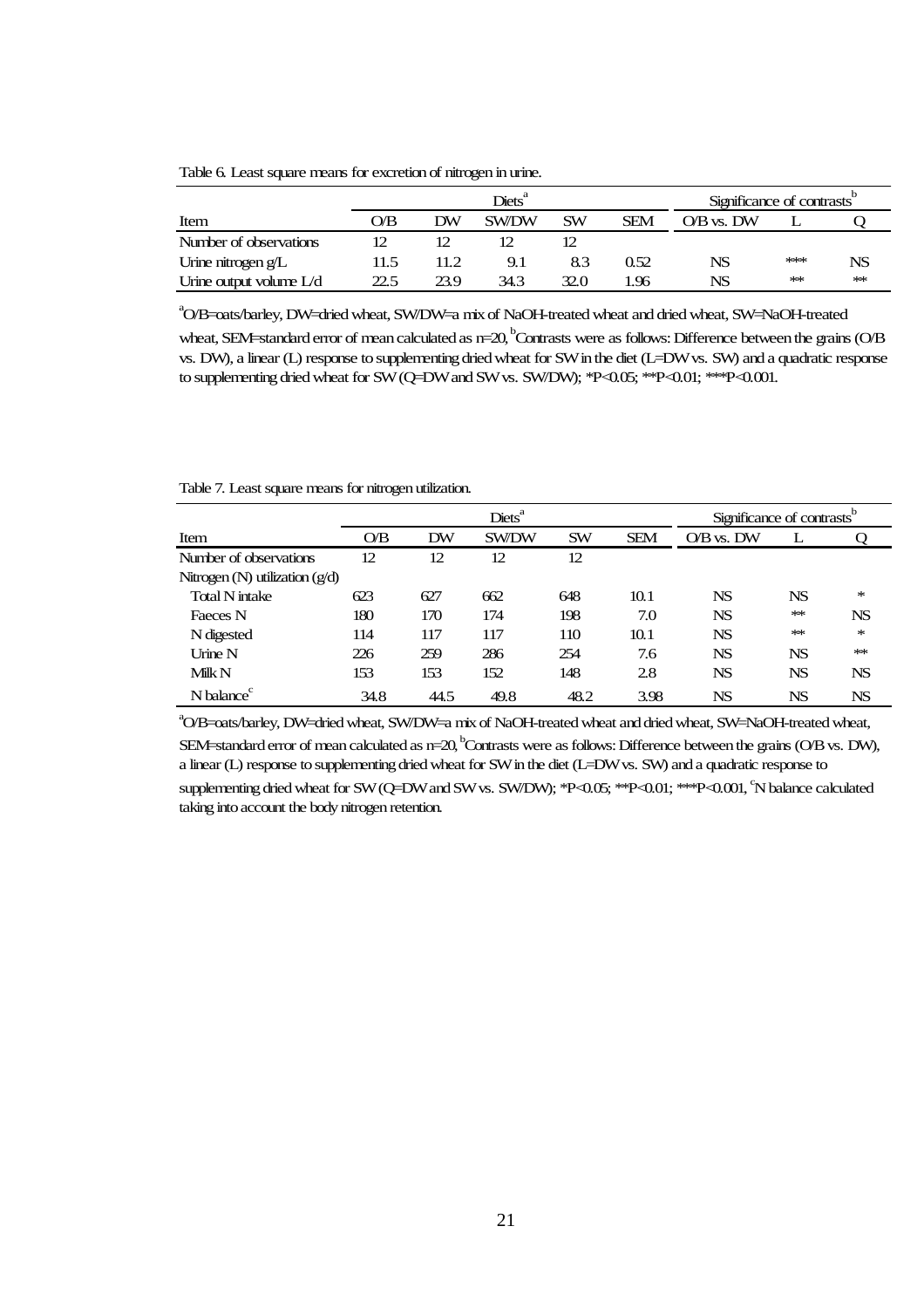Table 6. Least square means for excretion of nitrogen in urine.

| | Diets[a] | | | | | Significance of contrasts[b] | | |
|---|---|---|---|---|---|---|---|---|
| Item | O/B | DW | SW/DW | SW | SEM | O/B vs. DW | L | Q |
| Number of observations | 12 | 12 | 12 | 12 | | | | |
| Urine nitrogen g/L | 11.5 | 11.2 | 9.1 | 8.3 | 0.52 | NS | *** | NS |
| Urine output volume L/d | 22.5 | 23.9 | 34.3 | 32.0 | 1.96 | NS | ** | ** |

[a]O/B=oats/barley, DW=dried wheat, SW/DW=a mix of NaOH-treated wheat and dried wheat, SW=NaOH-treated wheat, SEM=standard error of mean calculated as n=20, [b]Contrasts were as follows: Difference between the grains (O/B vs. DW), a linear (L) response to supplementing dried wheat for SW in the diet (L=DW vs. SW) and a quadratic response to supplementing dried wheat for SW (Q=DW and SW vs. SW/DW); *P<0.05; **P<0.01; ***P<0.001.

Table 7. Least square means for nitrogen utilization.

| | Diets[a] | | | | | Significance of contrasts[b] | | |
|---|---|---|---|---|---|---|---|---|
| Item | O/B | DW | SW/DW | SW | SEM | O/B vs. DW | L | Q |
| Number of observations | 12 | 12 | 12 | 12 | | | | |
| Nitrogen (N) utilization (g/d) | | | | | | | | |
| Total N intake | 623 | 627 | 662 | 648 | 10.1 | NS | NS | * |
| Faeces N | 180 | 170 | 174 | 198 | 7.0 | NS | ** | NS |
| N digested | 114 | 117 | 117 | 110 | 10.1 | NS | ** | * |
| Urine N | 226 | 259 | 286 | 254 | 7.6 | NS | NS | ** |
| Milk N | 153 | 153 | 152 | 148 | 2.8 | NS | NS | NS |
| N balance[c] | 34.8 | 44.5 | 49.8 | 48.2 | 3.98 | NS | NS | NS |

[a]O/B=oats/barley, DW=dried wheat, SW/DW=a mix of NaOH-treated wheat and dried wheat, SW=NaOH-treated wheat, SEM=standard error of mean calculated as n=20, [b]Contrasts were as follows: Difference between the grains (O/B vs. DW), a linear (L) response to supplementing dried wheat for SW in the diet (L=DW vs. SW) and a quadratic response to supplementing dried wheat for SW (Q=DW and SW vs. SW/DW); *P<0.05; **P<0.01; ***P<0.001, [c]N balance calculated taking into account the body nitrogen retention.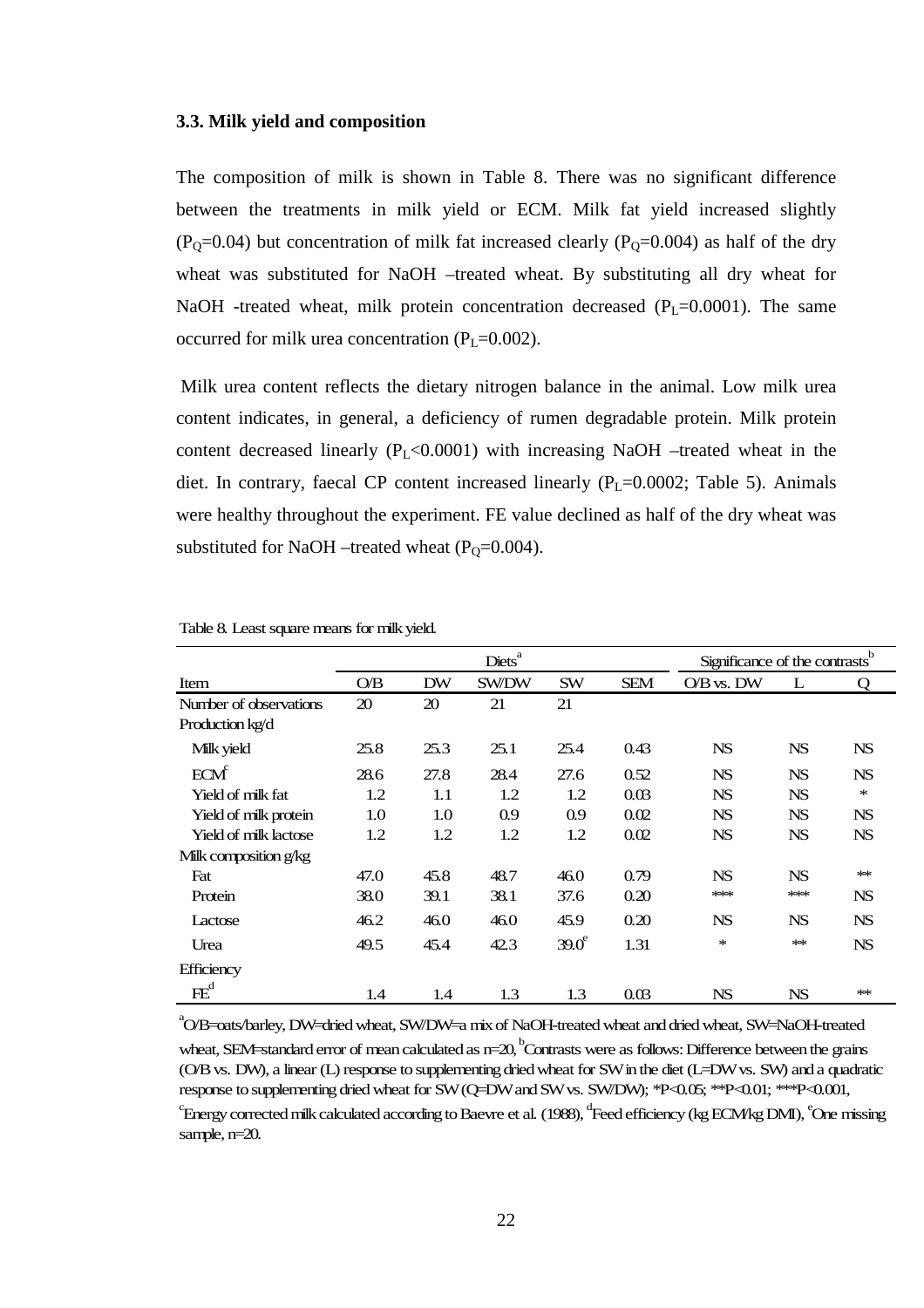### 3.3. Milk yield and composition

The composition of milk is shown in Table 8. There was no significant difference between the treatments in milk yield or ECM. Milk fat yield increased slightly ($P_Q$=0.04) but concentration of milk fat increased clearly ($P_Q$=0.004) as half of the dry wheat was substituted for NaOH –treated wheat. By substituting all dry wheat for NaOH -treated wheat, milk protein concentration decreased ($P_L$=0.0001). The same occurred for milk urea concentration ($P_L$=0.002).

Milk urea content reflects the dietary nitrogen balance in the animal. Low milk urea content indicates, in general, a deficiency of rumen degradable protein. Milk protein content decreased linearly ($P_L$<0.0001) with increasing NaOH –treated wheat in the diet. In contrary, faecal CP content increased linearly ($P_L$=0.0002; Table 5). Animals were healthy throughout the experiment. FE value declined as half of the dry wheat was substituted for NaOH –treated wheat ($P_Q$=0.004).

Table 8. Least square means for milk yield.

| | Diets[a] | | | | | Significance of the contrasts[b] | | |
|---|---|---|---|---|---|---|---|---|
| Item | O/B | DW | SW/DW | SW | SEM | O/B vs. DW | L | Q |
| Number of observations | 20 | 20 | 21 | 21 | | | | |
| Production kg/d | | | | | | | | |
| Milk yield | 25.8 | 25.3 | 25.1 | 25.4 | 0.43 | NS | NS | NS |
| ECM[c] | 28.6 | 27.8 | 28.4 | 27.6 | 0.52 | NS | NS | NS |
| Yield of milk fat | 1.2 | 1.1 | 1.2 | 1.2 | 0.03 | NS | NS | * |
| Yield of milk protein | 1.0 | 1.0 | 0.9 | 0.9 | 0.02 | NS | NS | NS |
| Yield of milk lactose | 1.2 | 1.2 | 1.2 | 1.2 | 0.02 | NS | NS | NS |
| Milk composition g/kg | | | | | | | | |
| Fat | 47.0 | 45.8 | 48.7 | 46.0 | 0.79 | NS | NS | ** |
| Protein | 38.0 | 39.1 | 38.1 | 37.6 | 0.20 | *** | *** | NS |
| Lactose | 46.2 | 46.0 | 46.0 | 45.9 | 0.20 | NS | NS | NS |
| Urea | 49.5 | 45.4 | 42.3 | 39.0[e] | 1.31 | * | ** | NS |
| Efficiency | | | | | | | | |
| FE[d] | 1.4 | 1.4 | 1.3 | 1.3 | 0.03 | NS | NS | ** |

[a]O/B=oats/barley, DW=dried wheat, SW/DW=a mix of NaOH-treated wheat and dried wheat, SW=NaOH-treated wheat, SEM=standard error of mean calculated as n=20, [b]Contrasts were as follows: Difference between the grains (O/B vs. DW), a linear (L) response to supplementing dried wheat for SW in the diet (L=DW vs. SW) and a quadratic response to supplementing dried wheat for SW (Q=DW and SW vs. SW/DW); *P<0.05; **P<0.01; ***P<0.001, [c]Energy corrected milk calculated according to Baevre et al. (1988), [d]Feed efficiency (kg ECM/kg DMI), [e]One missing sample, n=20.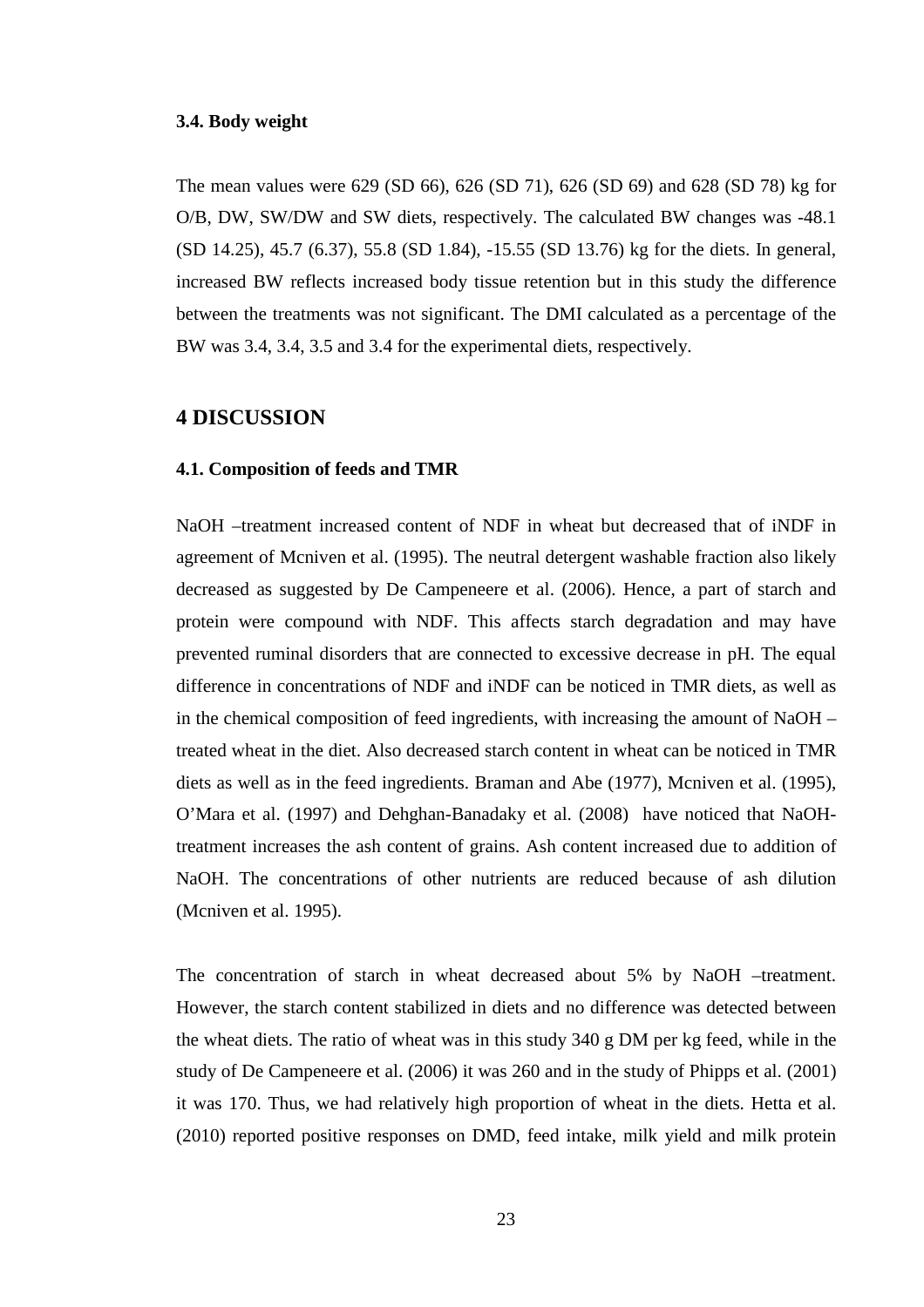### 3.4. Body weight

The mean values were 629 (SD 66), 626 (SD 71), 626 (SD 69) and 628 (SD 78) kg for O/B, DW, SW/DW and SW diets, respectively. The calculated BW changes was -48.1 (SD 14.25), 45.7 (6.37), 55.8 (SD 1.84), -15.55 (SD 13.76) kg for the diets. In general, increased BW reflects increased body tissue retention but in this study the difference between the treatments was not significant. The DMI calculated as a percentage of the BW was 3.4, 3.4, 3.5 and 3.4 for the experimental diets, respectively.

## 4 DISCUSSION

### 4.1. Composition of feeds and TMR

NaOH –treatment increased content of NDF in wheat but decreased that of iNDF in agreement of Mcniven et al. (1995). The neutral detergent washable fraction also likely decreased as suggested by De Campeneere et al. (2006). Hence, a part of starch and protein were compound with NDF. This affects starch degradation and may have prevented ruminal disorders that are connected to excessive decrease in pH. The equal difference in concentrations of NDF and iNDF can be noticed in TMR diets, as well as in the chemical composition of feed ingredients, with increasing the amount of NaOH –treated wheat in the diet. Also decreased starch content in wheat can be noticed in TMR diets as well as in the feed ingredients. Braman and Abe (1977), Mcniven et al. (1995), O'Mara et al. (1997) and Dehghan-Banadaky et al. (2008) have noticed that NaOH-treatment increases the ash content of grains. Ash content increased due to addition of NaOH. The concentrations of other nutrients are reduced because of ash dilution (Mcniven et al. 1995).

The concentration of starch in wheat decreased about 5% by NaOH –treatment. However, the starch content stabilized in diets and no difference was detected between the wheat diets. The ratio of wheat was in this study 340 g DM per kg feed, while in the study of De Campeneere et al. (2006) it was 260 and in the study of Phipps et al. (2001) it was 170. Thus, we had relatively high proportion of wheat in the diets. Hetta et al. (2010) reported positive responses on DMD, feed intake, milk yield and milk protein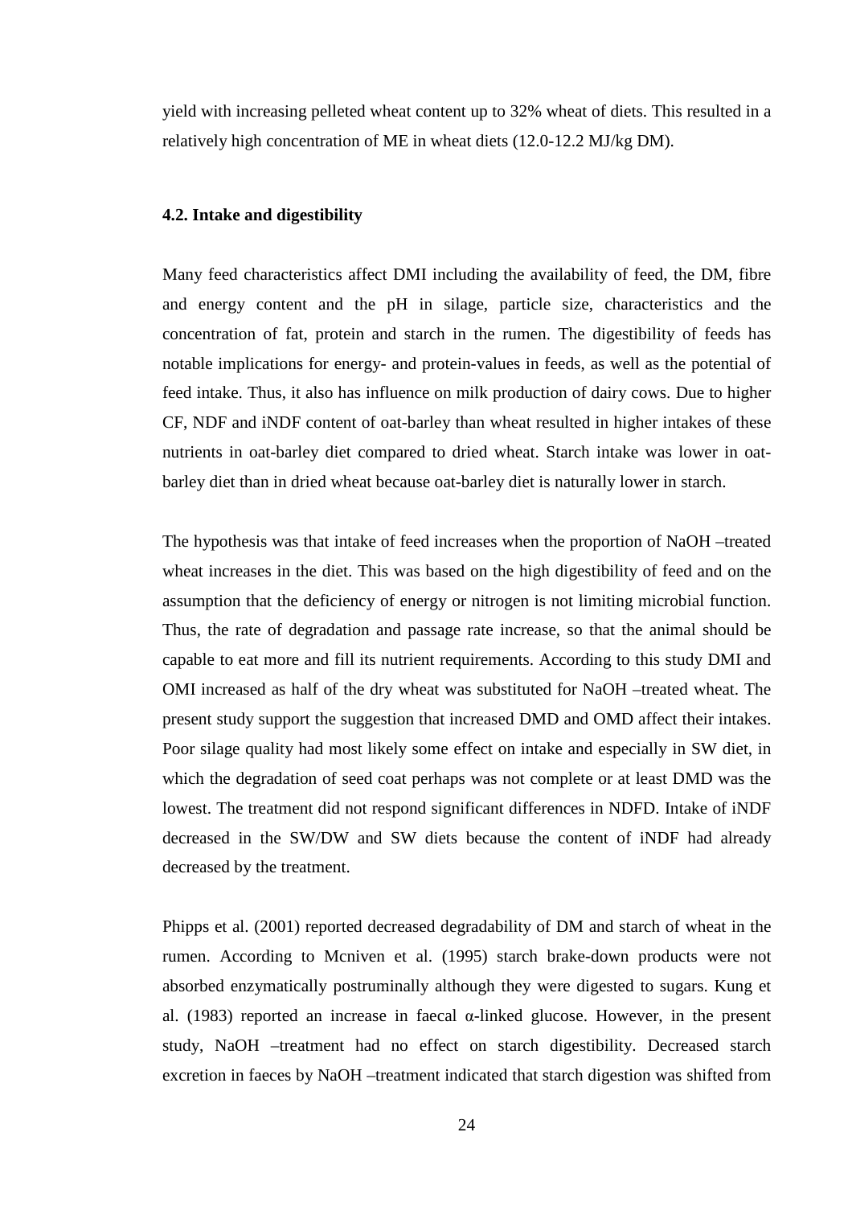yield with increasing pelleted wheat content up to 32% wheat of diets. This resulted in a relatively high concentration of ME in wheat diets (12.0-12.2 MJ/kg DM).

### 4.2. Intake and digestibility

Many feed characteristics affect DMI including the availability of feed, the DM, fibre and energy content and the pH in silage, particle size, characteristics and the concentration of fat, protein and starch in the rumen. The digestibility of feeds has notable implications for energy- and protein-values in feeds, as well as the potential of feed intake. Thus, it also has influence on milk production of dairy cows. Due to higher CF, NDF and iNDF content of oat-barley than wheat resulted in higher intakes of these nutrients in oat-barley diet compared to dried wheat. Starch intake was lower in oat-barley diet than in dried wheat because oat-barley diet is naturally lower in starch.

The hypothesis was that intake of feed increases when the proportion of NaOH –treated wheat increases in the diet. This was based on the high digestibility of feed and on the assumption that the deficiency of energy or nitrogen is not limiting microbial function. Thus, the rate of degradation and passage rate increase, so that the animal should be capable to eat more and fill its nutrient requirements. According to this study DMI and OMI increased as half of the dry wheat was substituted for NaOH –treated wheat. The present study support the suggestion that increased DMD and OMD affect their intakes. Poor silage quality had most likely some effect on intake and especially in SW diet, in which the degradation of seed coat perhaps was not complete or at least DMD was the lowest. The treatment did not respond significant differences in NDFD. Intake of iNDF decreased in the SW/DW and SW diets because the content of iNDF had already decreased by the treatment.

Phipps et al. (2001) reported decreased degradability of DM and starch of wheat in the rumen. According to Mcniven et al. (1995) starch brake-down products were not absorbed enzymatically postruminally although they were digested to sugars. Kung et al. (1983) reported an increase in faecal α-linked glucose. However, in the present study, NaOH –treatment had no effect on starch digestibility. Decreased starch excretion in faeces by NaOH –treatment indicated that starch digestion was shifted from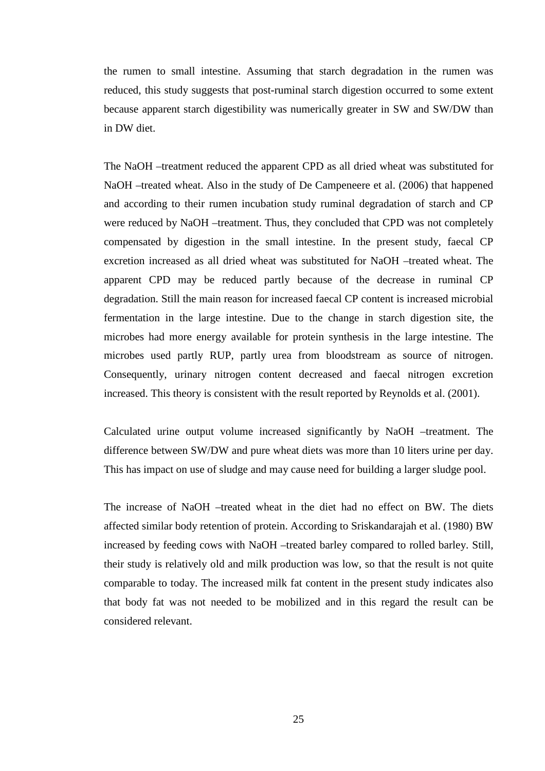the rumen to small intestine. Assuming that starch degradation in the rumen was reduced, this study suggests that post-ruminal starch digestion occurred to some extent because apparent starch digestibility was numerically greater in SW and SW/DW than in DW diet.

The NaOH –treatment reduced the apparent CPD as all dried wheat was substituted for NaOH –treated wheat. Also in the study of De Campeneere et al. (2006) that happened and according to their rumen incubation study ruminal degradation of starch and CP were reduced by NaOH –treatment. Thus, they concluded that CPD was not completely compensated by digestion in the small intestine. In the present study, faecal CP excretion increased as all dried wheat was substituted for NaOH –treated wheat. The apparent CPD may be reduced partly because of the decrease in ruminal CP degradation. Still the main reason for increased faecal CP content is increased microbial fermentation in the large intestine. Due to the change in starch digestion site, the microbes had more energy available for protein synthesis in the large intestine. The microbes used partly RUP, partly urea from bloodstream as source of nitrogen. Consequently, urinary nitrogen content decreased and faecal nitrogen excretion increased. This theory is consistent with the result reported by Reynolds et al. (2001).

Calculated urine output volume increased significantly by NaOH –treatment. The difference between SW/DW and pure wheat diets was more than 10 liters urine per day. This has impact on use of sludge and may cause need for building a larger sludge pool.

The increase of NaOH –treated wheat in the diet had no effect on BW. The diets affected similar body retention of protein. According to Sriskandarajah et al. (1980) BW increased by feeding cows with NaOH –treated barley compared to rolled barley. Still, their study is relatively old and milk production was low, so that the result is not quite comparable to today. The increased milk fat content in the present study indicates also that body fat was not needed to be mobilized and in this regard the result can be considered relevant.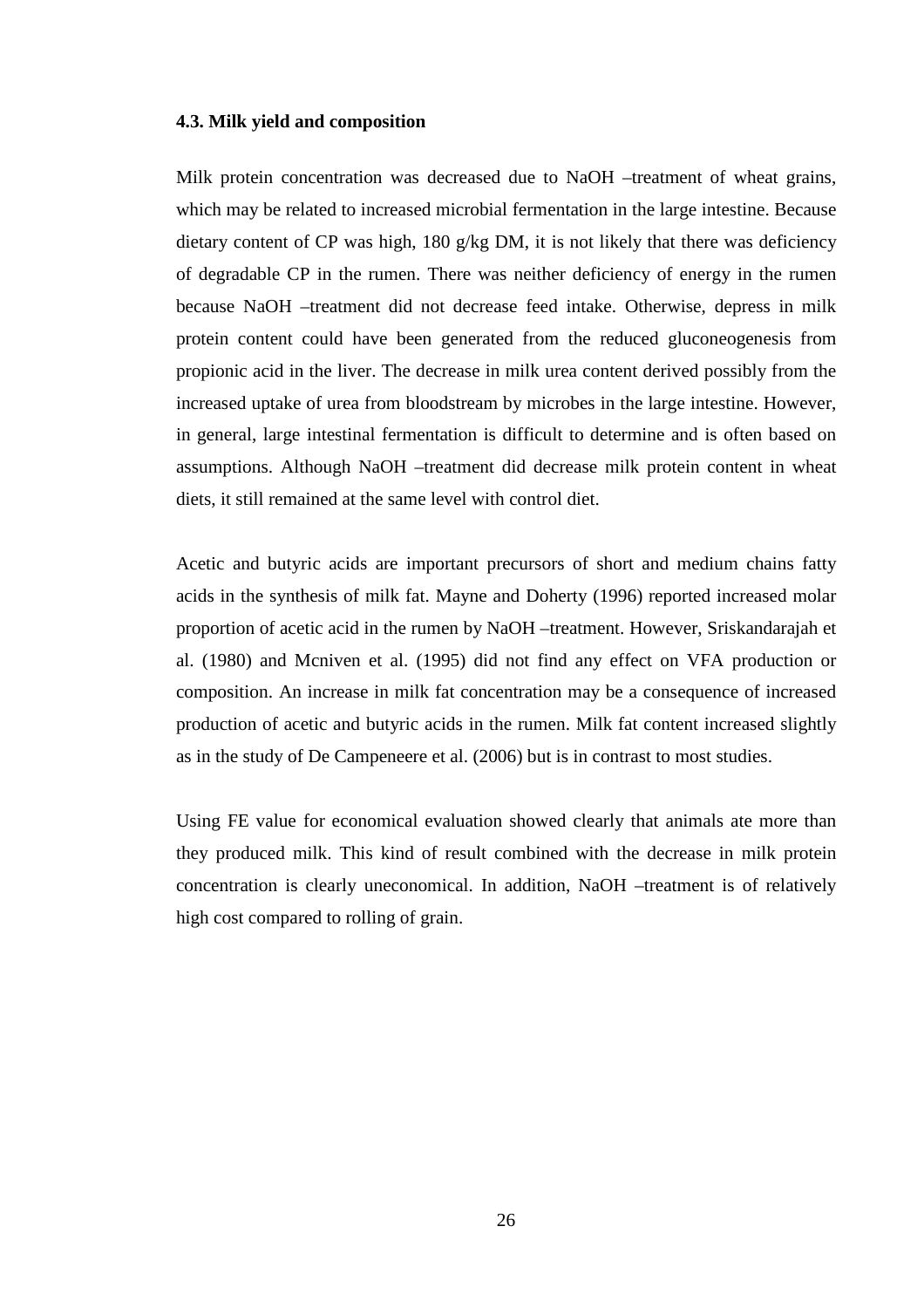### 4.3. Milk yield and composition

Milk protein concentration was decreased due to NaOH –treatment of wheat grains, which may be related to increased microbial fermentation in the large intestine. Because dietary content of CP was high, 180 g/kg DM, it is not likely that there was deficiency of degradable CP in the rumen. There was neither deficiency of energy in the rumen because NaOH –treatment did not decrease feed intake. Otherwise, depress in milk protein content could have been generated from the reduced gluconeogenesis from propionic acid in the liver. The decrease in milk urea content derived possibly from the increased uptake of urea from bloodstream by microbes in the large intestine. However, in general, large intestinal fermentation is difficult to determine and is often based on assumptions. Although NaOH –treatment did decrease milk protein content in wheat diets, it still remained at the same level with control diet.

Acetic and butyric acids are important precursors of short and medium chains fatty acids in the synthesis of milk fat. Mayne and Doherty (1996) reported increased molar proportion of acetic acid in the rumen by NaOH –treatment. However, Sriskandarajah et al. (1980) and Mcniven et al. (1995) did not find any effect on VFA production or composition. An increase in milk fat concentration may be a consequence of increased production of acetic and butyric acids in the rumen. Milk fat content increased slightly as in the study of De Campeneere et al. (2006) but is in contrast to most studies.

Using FE value for economical evaluation showed clearly that animals ate more than they produced milk. This kind of result combined with the decrease in milk protein concentration is clearly uneconomical. In addition, NaOH –treatment is of relatively high cost compared to rolling of grain.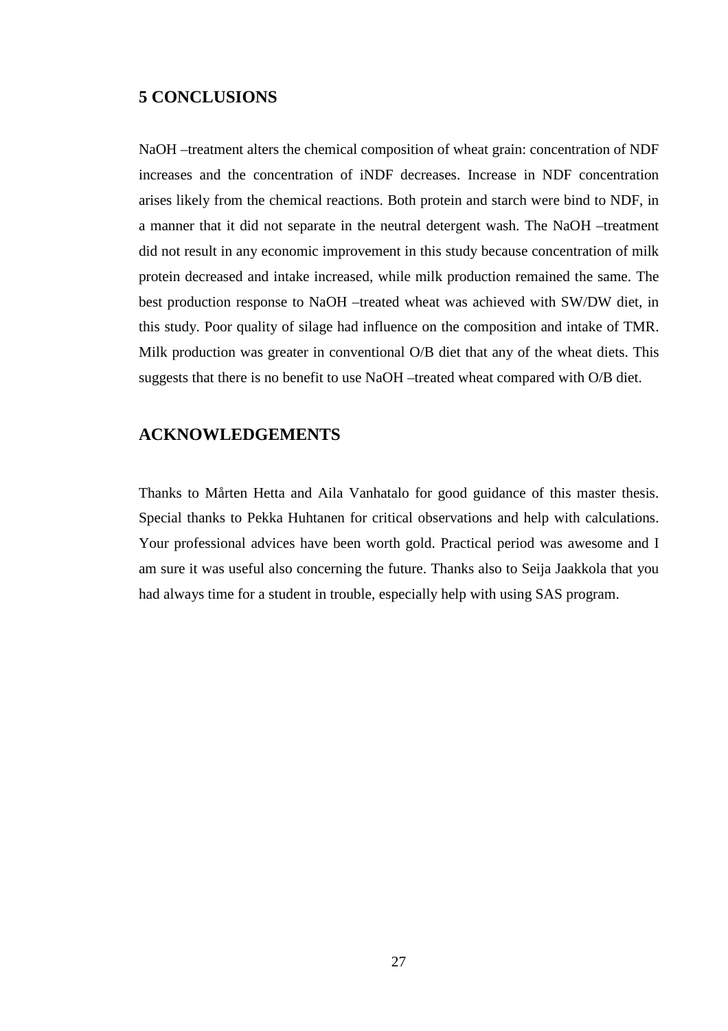## 5 CONCLUSIONS

NaOH –treatment alters the chemical composition of wheat grain: concentration of NDF increases and the concentration of iNDF decreases. Increase in NDF concentration arises likely from the chemical reactions. Both protein and starch were bind to NDF, in a manner that it did not separate in the neutral detergent wash. The NaOH –treatment did not result in any economic improvement in this study because concentration of milk protein decreased and intake increased, while milk production remained the same. The best production response to NaOH –treated wheat was achieved with SW/DW diet, in this study. Poor quality of silage had influence on the composition and intake of TMR. Milk production was greater in conventional O/B diet that any of the wheat diets. This suggests that there is no benefit to use NaOH –treated wheat compared with O/B diet.

## ACKNOWLEDGEMENTS

Thanks to Mårten Hetta and Aila Vanhatalo for good guidance of this master thesis. Special thanks to Pekka Huhtanen for critical observations and help with calculations. Your professional advices have been worth gold. Practical period was awesome and I am sure it was useful also concerning the future. Thanks also to Seija Jaakkola that you had always time for a student in trouble, especially help with using SAS program.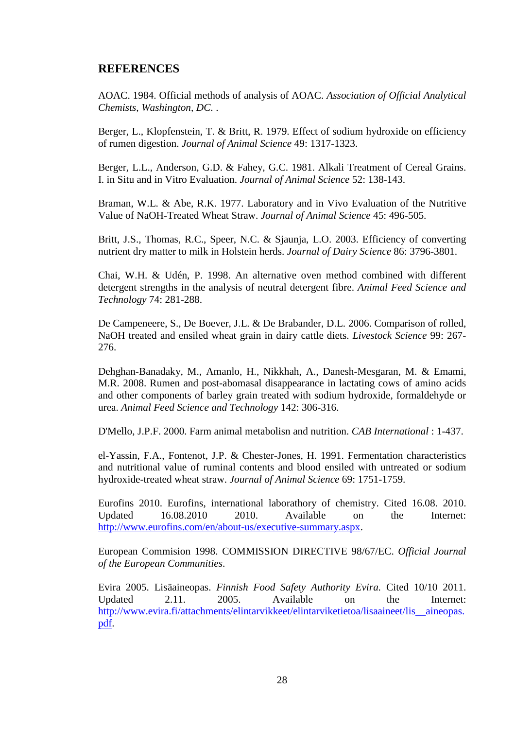## REFERENCES

AOAC. 1984. Official methods of analysis of AOAC. *Association of Official Analytical Chemists, Washington, DC.* .

Berger, L., Klopfenstein, T. & Britt, R. 1979. Effect of sodium hydroxide on efficiency of rumen digestion. *Journal of Animal Science* 49: 1317-1323.

Berger, L.L., Anderson, G.D. & Fahey, G.C. 1981. Alkali Treatment of Cereal Grains. I. in Situ and in Vitro Evaluation. *Journal of Animal Science* 52: 138-143.

Braman, W.L. & Abe, R.K. 1977. Laboratory and in Vivo Evaluation of the Nutritive Value of NaOH-Treated Wheat Straw. *Journal of Animal Science* 45: 496-505.

Britt, J.S., Thomas, R.C., Speer, N.C. & Sjaunja, L.O. 2003. Efficiency of converting nutrient dry matter to milk in Holstein herds. *Journal of Dairy Science* 86: 3796-3801.

Chai, W.H. & Udén, P. 1998. An alternative oven method combined with different detergent strengths in the analysis of neutral detergent fibre. *Animal Feed Science and Technology* 74: 281-288.

De Campeneere, S., De Boever, J.L. & De Brabander, D.L. 2006. Comparison of rolled, NaOH treated and ensiled wheat grain in dairy cattle diets. *Livestock Science* 99: 267-276.

Dehghan-Banadaky, M., Amanlo, H., Nikkhah, A., Danesh-Mesgaran, M. & Emami, M.R. 2008. Rumen and post-abomasal disappearance in lactating cows of amino acids and other components of barley grain treated with sodium hydroxide, formaldehyde or urea. *Animal Feed Science and Technology* 142: 306-316.

D'Mello, J.P.F. 2000. Farm animal metabolisn and nutrition. *CAB International* : 1-437.

el-Yassin, F.A., Fontenot, J.P. & Chester-Jones, H. 1991. Fermentation characteristics and nutritional value of ruminal contents and blood ensiled with untreated or sodium hydroxide-treated wheat straw. *Journal of Animal Science* 69: 1751-1759.

Eurofins 2010. Eurofins, international laborathory of chemistry. Cited 16.08. 2010. Updated 16.08.2010 2010. Available on the Internet: http://www.eurofins.com/en/about-us/executive-summary.aspx.

European Commision 1998. COMMISSION DIRECTIVE 98/67/EC. *Official Journal of the European Communities*.

Evira 2005. Lisäaineopas. *Finnish Food Safety Authority Evira.* Cited 10/10 2011. Updated 2.11. 2005. Available on the Internet: http://www.evira.fi/attachments/elintarvikkeet/elintarviketietoa/lisaaineet/lis__aineopas.pdf.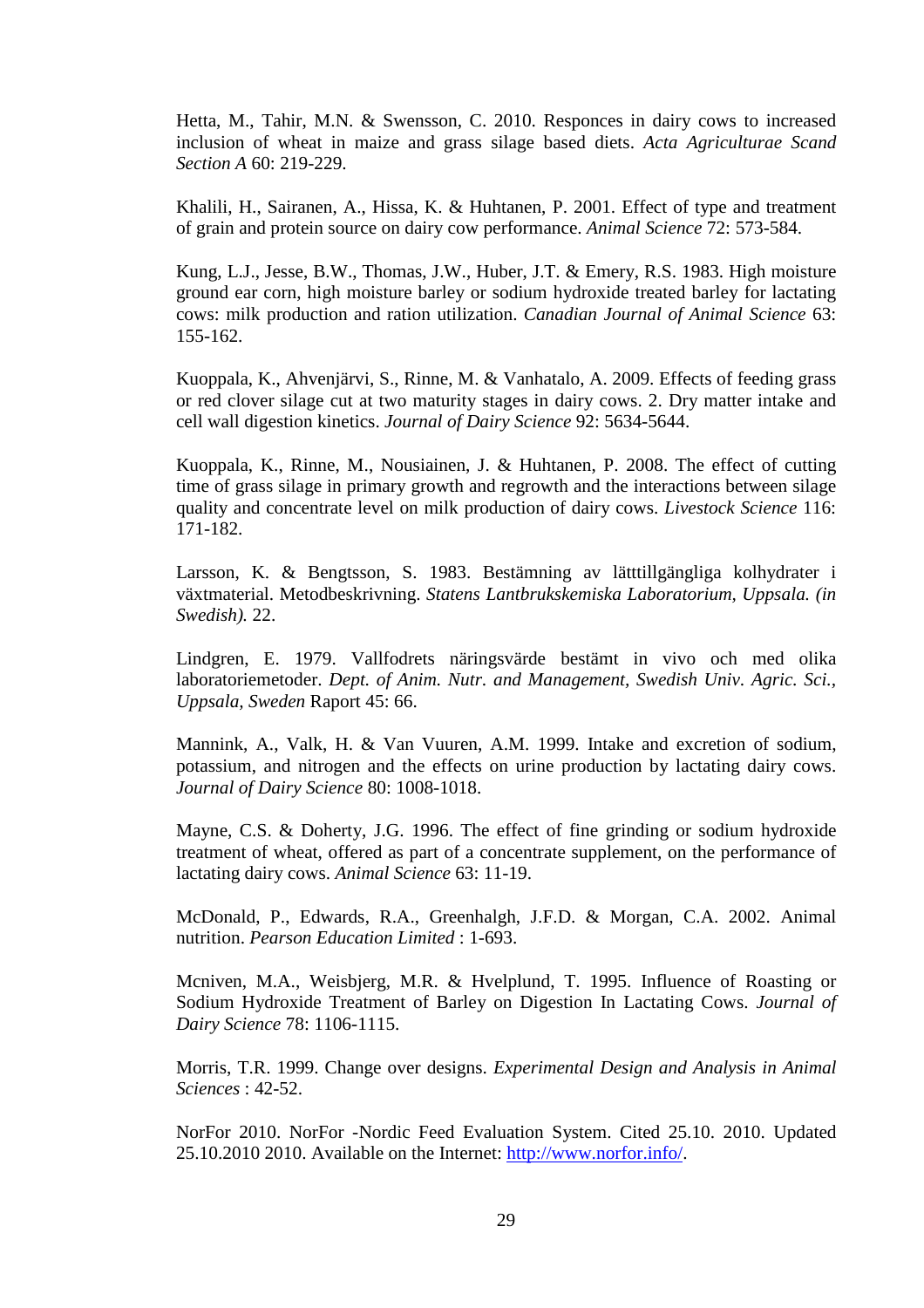Hetta, M., Tahir, M.N. & Swensson, C. 2010. Responces in dairy cows to increased inclusion of wheat in maize and grass silage based diets. *Acta Agriculturae Scand Section A* 60: 219-229.

Khalili, H., Sairanen, A., Hissa, K. & Huhtanen, P. 2001. Effect of type and treatment of grain and protein source on dairy cow performance. *Animal Science* 72: 573-584.

Kung, L.J., Jesse, B.W., Thomas, J.W., Huber, J.T. & Emery, R.S. 1983. High moisture ground ear corn, high moisture barley or sodium hydroxide treated barley for lactating cows: milk production and ration utilization. *Canadian Journal of Animal Science* 63: 155-162.

Kuoppala, K., Ahvenjärvi, S., Rinne, M. & Vanhatalo, A. 2009. Effects of feeding grass or red clover silage cut at two maturity stages in dairy cows. 2. Dry matter intake and cell wall digestion kinetics. *Journal of Dairy Science* 92: 5634-5644.

Kuoppala, K., Rinne, M., Nousiainen, J. & Huhtanen, P. 2008. The effect of cutting time of grass silage in primary growth and regrowth and the interactions between silage quality and concentrate level on milk production of dairy cows. *Livestock Science* 116: 171-182.

Larsson, K. & Bengtsson, S. 1983. Bestämning av lätttillgängliga kolhydrater i växtmaterial. Metodbeskrivning. *Statens Lantbrukskemiska Laboratorium, Uppsala. (in Swedish).* 22.

Lindgren, E. 1979. Vallfodrets näringsvärde bestämt in vivo och med olika laboratoriemetoder. *Dept. of Anim. Nutr. and Management, Swedish Univ. Agric. Sci., Uppsala, Sweden* Raport 45: 66.

Mannink, A., Valk, H. & Van Vuuren, A.M. 1999. Intake and excretion of sodium, potassium, and nitrogen and the effects on urine production by lactating dairy cows. *Journal of Dairy Science* 80: 1008-1018.

Mayne, C.S. & Doherty, J.G. 1996. The effect of fine grinding or sodium hydroxide treatment of wheat, offered as part of a concentrate supplement, on the performance of lactating dairy cows. *Animal Science* 63: 11-19.

McDonald, P., Edwards, R.A., Greenhalgh, J.F.D. & Morgan, C.A. 2002. Animal nutrition. *Pearson Education Limited* : 1-693.

Mcniven, M.A., Weisbjerg, M.R. & Hvelplund, T. 1995. Influence of Roasting or Sodium Hydroxide Treatment of Barley on Digestion In Lactating Cows. *Journal of Dairy Science* 78: 1106-1115.

Morris, T.R. 1999. Change over designs. *Experimental Design and Analysis in Animal Sciences* : 42-52.

NorFor 2010. NorFor -Nordic Feed Evaluation System. Cited 25.10. 2010. Updated 25.10.2010 2010. Available on the Internet: http://www.norfor.info/.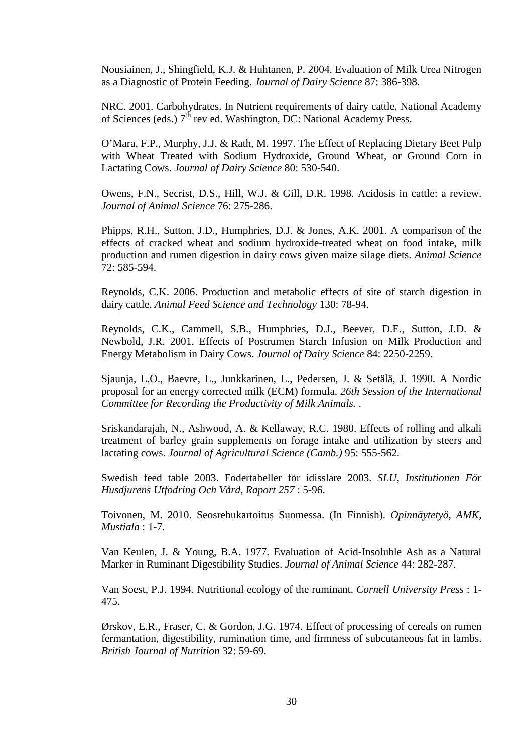Nousiainen, J., Shingfield, K.J. & Huhtanen, P. 2004. Evaluation of Milk Urea Nitrogen as a Diagnostic of Protein Feeding. *Journal of Dairy Science* 87: 386-398.

NRC. 2001. Carbohydrates. In Nutrient requirements of dairy cattle, National Academy of Sciences (eds.) 7th rev ed. Washington, DC: National Academy Press.

O'Mara, F.P., Murphy, J.J. & Rath, M. 1997. The Effect of Replacing Dietary Beet Pulp with Wheat Treated with Sodium Hydroxide, Ground Wheat, or Ground Corn in Lactating Cows. *Journal of Dairy Science* 80: 530-540.

Owens, F.N., Secrist, D.S., Hill, W.J. & Gill, D.R. 1998. Acidosis in cattle: a review. *Journal of Animal Science* 76: 275-286.

Phipps, R.H., Sutton, J.D., Humphries, D.J. & Jones, A.K. 2001. A comparison of the effects of cracked wheat and sodium hydroxide-treated wheat on food intake, milk production and rumen digestion in dairy cows given maize silage diets. *Animal Science* 72: 585-594.

Reynolds, C.K. 2006. Production and metabolic effects of site of starch digestion in dairy cattle. *Animal Feed Science and Technology* 130: 78-94.

Reynolds, C.K., Cammell, S.B., Humphries, D.J., Beever, D.E., Sutton, J.D. & Newbold, J.R. 2001. Effects of Postrumen Starch Infusion on Milk Production and Energy Metabolism in Dairy Cows. *Journal of Dairy Science* 84: 2250-2259.

Sjaunja, L.O., Baevre, L., Junkkarinen, L., Pedersen, J. & Setälä, J. 1990. A Nordic proposal for an energy corrected milk (ECM) formula. *26th Session of the International Committee for Recording the Productivity of Milk Animals.* .

Sriskandarajah, N., Ashwood, A. & Kellaway, R.C. 1980. Effects of rolling and alkali treatment of barley grain supplements on forage intake and utilization by steers and lactating cows. *Journal of Agricultural Science (Camb.)* 95: 555-562.

Swedish feed table 2003. Fodertabeller för idisslare 2003. *SLU, Institutionen För Husdjurens Utfodring Och Vård, Raport 257* : 5-96.

Toivonen, M. 2010. Seosrehukartoitus Suomessa. (In Finnish). *Opinnäytetyö, AMK, Mustiala* : 1-7.

Van Keulen, J. & Young, B.A. 1977. Evaluation of Acid-Insoluble Ash as a Natural Marker in Ruminant Digestibility Studies. *Journal of Animal Science* 44: 282-287.

Van Soest, P.J. 1994. Nutritional ecology of the ruminant. *Cornell University Press* : 1-475.

Ørskov, E.R., Fraser, C. & Gordon, J.G. 1974. Effect of processing of cereals on rumen fermantation, digestibility, rumination time, and firmness of subcutaneous fat in lambs. *British Journal of Nutrition* 32: 59-69.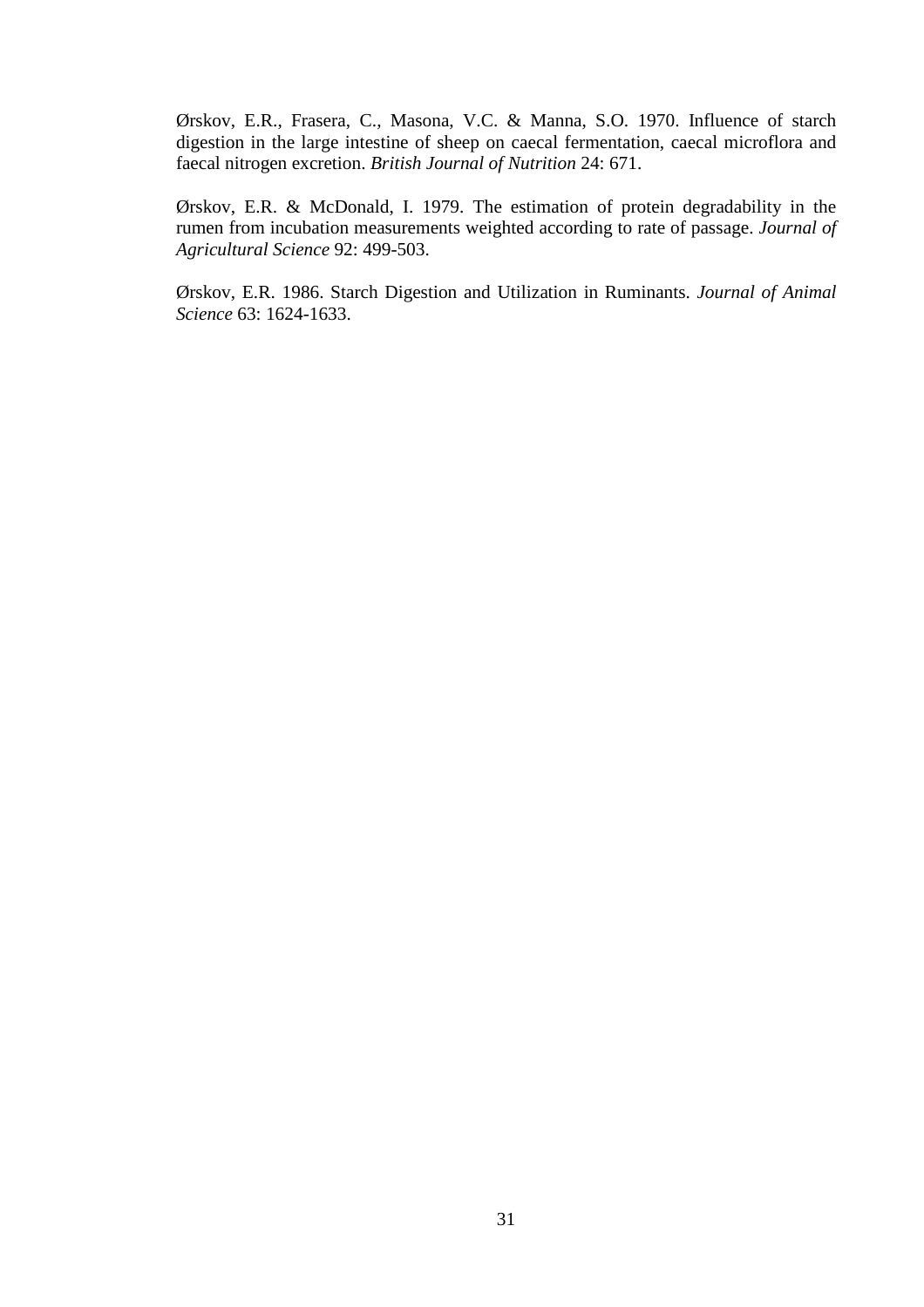Ørskov, E.R., Frasera, C., Masona, V.C. & Manna, S.O. 1970. Influence of starch digestion in the large intestine of sheep on caecal fermentation, caecal microflora and faecal nitrogen excretion. *British Journal of Nutrition* 24: 671.

Ørskov, E.R. & McDonald, I. 1979. The estimation of protein degradability in the rumen from incubation measurements weighted according to rate of passage. *Journal of Agricultural Science* 92: 499-503.

Ørskov, E.R. 1986. Starch Digestion and Utilization in Ruminants. *Journal of Animal Science* 63: 1624-1633.